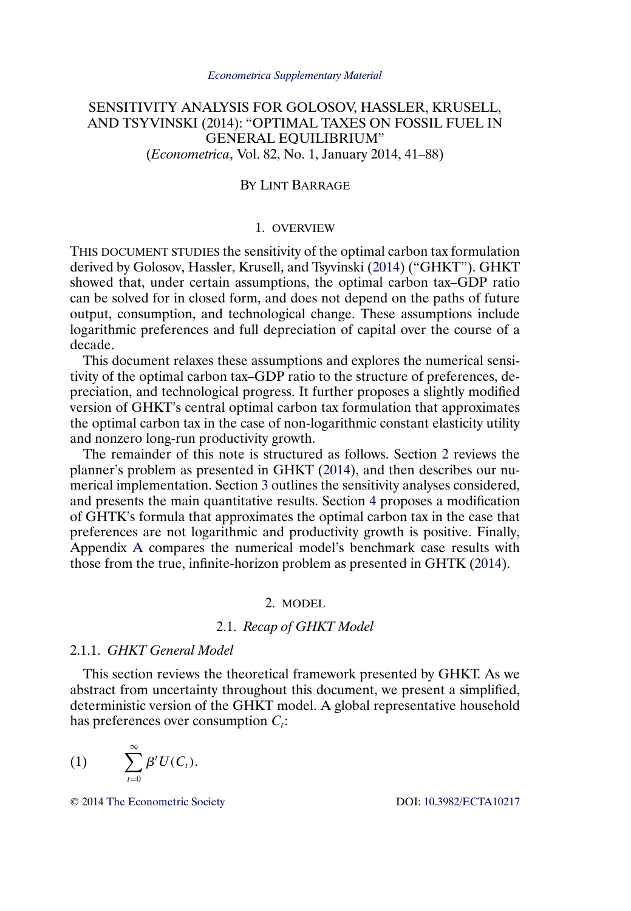*Econometrica Supplementary Material*

# SENSITIVITY ANALYSIS FOR GOLOSOV, HASSLER, KRUSELL, AND TSYVINSKI (2014): "OPTIMAL TAXES ON FOSSIL FUEL IN GENERAL EQUILIBRIUM"

(*Econometrica*, Vol. 82, No. 1, January 2014, 41–88)

BY LINT BARRAGE

## 1. OVERVIEW

THIS DOCUMENT STUDIES the sensitivity of the optimal carbon tax formulation derived by Golosov, Hassler, Krusell, and Tsyvinski (2014) ("GHKT"). GHKT showed that, under certain assumptions, the optimal carbon tax–GDP ratio can be solved for in closed form, and does not depend on the paths of future output, consumption, and technological change. These assumptions include logarithmic preferences and full depreciation of capital over the course of a decade.

This document relaxes these assumptions and explores the numerical sensitivity of the optimal carbon tax–GDP ratio to the structure of preferences, depreciation, and technological progress. It further proposes a slightly modified version of GHKT's central optimal carbon tax formulation that approximates the optimal carbon tax in the case of non-logarithmic constant elasticity utility and nonzero long-run productivity growth.

The remainder of this note is structured as follows. Section 2 reviews the planner's problem as presented in GHKT (2014), and then describes our numerical implementation. Section 3 outlines the sensitivity analyses considered, and presents the main quantitative results. Section 4 proposes a modification of GHTK's formula that approximates the optimal carbon tax in the case that preferences are not logarithmic and productivity growth is positive. Finally, Appendix A compares the numerical model's benchmark case results with those from the true, infinite-horizon problem as presented in GHTK (2014).

## 2. MODEL

### 2.1. *Recap of GHKT Model*

#### 2.1.1. *GHKT General Model*

This section reviews the theoretical framework presented by GHKT. As we abstract from uncertainty throughout this document, we present a simplified, deterministic version of the GHKT model. A global representative household has preferences over consumption $C_t$:

$$(1) \qquad \sum_{t=0}^{\infty} \beta^t U(C_t).$$

© 2014 The Econometric Society DOI: 10.3982/ECTA10217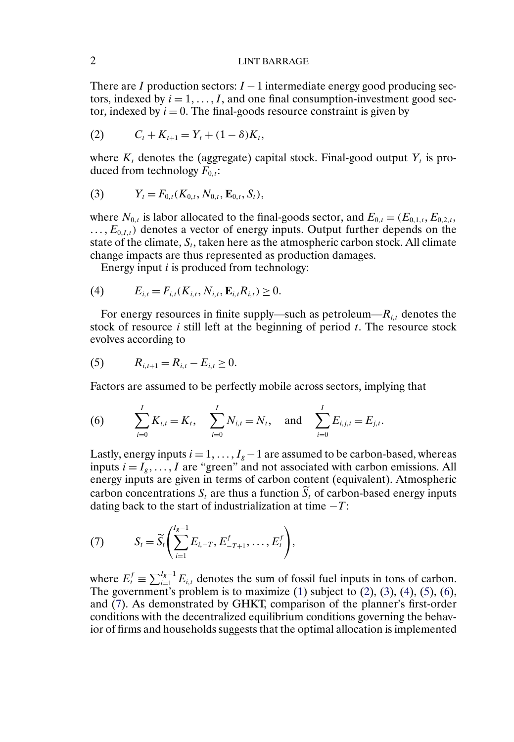There are $I$ production sectors: $I-1$ intermediate energy good producing sectors, indexed by $i = 1, \ldots, I$, and one final consumption-investment good sector, indexed by $i = 0$. The final-goods resource constraint is given by

$$C_t + K_{t+1} = Y_t + (1-\delta)K_t, \tag{2}$$

where $K_t$ denotes the (aggregate) capital stock. Final-good output $Y_t$ is produced from technology $F_{0,t}$:

$$Y_t = F_{0,t}(K_{0,t}, N_{0,t}, \mathbf{E}_{0,t}, S_t), \tag{3}$$

where $N_{0,t}$ is labor allocated to the final-goods sector, and $E_{0,t} = (E_{0,1,t}, E_{0,2,t}, \ldots, E_{0,I,t})$ denotes a vector of energy inputs. Output further depends on the state of the climate, $S_t$, taken here as the atmospheric carbon stock. All climate change impacts are thus represented as production damages.

Energy input $i$ is produced from technology:

$$E_{i,t} = F_{i,t}(K_{i,t}, N_{i,t}, \mathbf{E}_{i,t} R_{i,t}) \geq 0. \tag{4}$$

For energy resources in finite supply—such as petroleum—$R_{i,t}$ denotes the stock of resource $i$ still left at the beginning of period $t$. The resource stock evolves according to

$$R_{i,t+1} = R_{i,t} - E_{i,t} \geq 0. \tag{5}$$

Factors are assumed to be perfectly mobile across sectors, implying that

$$\sum_{i=0}^{I} K_{i,t} = K_t, \quad \sum_{i=0}^{I} N_{i,t} = N_t, \quad \text{and} \quad \sum_{i=0}^{I} E_{i,j,t} = E_{j,t}. \tag{6}$$

Lastly, energy inputs $i = 1, \ldots, I_g - 1$ are assumed to be carbon-based, whereas inputs $i = I_g, \ldots, I$ are "green" and not associated with carbon emissions. All energy inputs are given in terms of carbon content (equivalent). Atmospheric carbon concentrations $S_t$ are thus a function $\widetilde{S}_t$ of carbon-based energy inputs dating back to the start of industrialization at time $-T$:

$$S_t = \widetilde{S}_t\left(\sum_{i=1}^{I_g-1} E_{i,-T}, E^f_{-T+1}, \ldots, E^f_t\right), \tag{7}$$

where $E^f_t \equiv \sum_{i=1}^{I_g-1} E_{i,t}$ denotes the sum of fossil fuel inputs in tons of carbon. The government's problem is to maximize (1) subject to (2), (3), (4), (5), (6), and (7). As demonstrated by GHKT, comparison of the planner's first-order conditions with the decentralized equilibrium conditions governing the behavior of firms and households suggests that the optimal allocation is implemented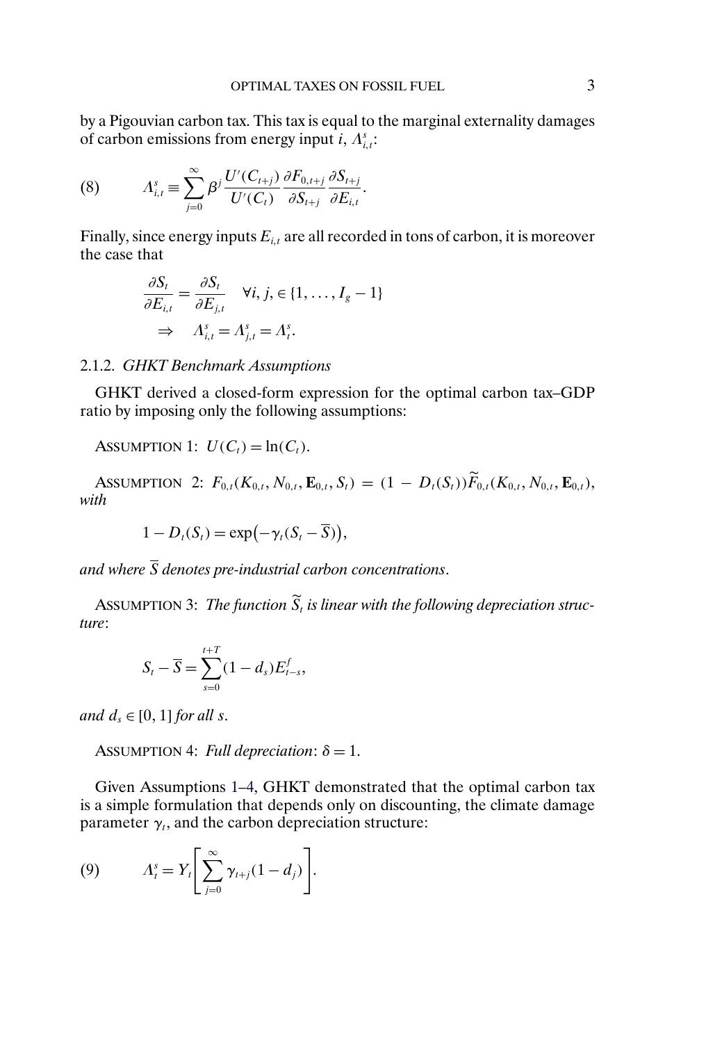by a Pigouvian carbon tax. This tax is equal to the marginal externality damages of carbon emissions from energy input $i$, $\Lambda^s_{i,t}$:

$$\Lambda^s_{i,t} \equiv \sum_{j=0}^{\infty} \beta^j \frac{U'(C_{t+j})}{U'(C_t)} \frac{\partial F_{0,t+j}}{\partial S_{t+j}} \frac{\partial S_{t+j}}{\partial E_{i,t}}. \tag{8}$$

Finally, since energy inputs $E_{i,t}$ are all recorded in tons of carbon, it is moreover the case that

$$\frac{\partial S_t}{\partial E_{i,t}} = \frac{\partial S_t}{\partial E_{j,t}} \quad \forall i, j, \in \{1, \ldots, I_g - 1\}$$
$$\Rightarrow \quad \Lambda^s_{i,t} = \Lambda^s_{j,t} = \Lambda^s_t.$$

### 2.1.2. *GHKT Benchmark Assumptions*

GHKT derived a closed-form expression for the optimal carbon tax–GDP ratio by imposing only the following assumptions:

ASSUMPTION 1: $U(C_t) = \ln(C_t)$.

ASSUMPTION 2: $F_{0,t}(K_{0,t}, N_{0,t}, \mathbf{E}_{0,t}, S_t) = (1 - D_t(S_t))\widetilde{F}_{0,t}(K_{0,t}, N_{0,t}, \mathbf{E}_{0,t})$, *with*

$$1 - D_t(S_t) = \exp\bigl(-\gamma_t(S_t - \overline{S})\bigr),$$

*and where* $\overline{S}$ *denotes pre-industrial carbon concentrations*.

ASSUMPTION 3: *The function* $\widetilde{S}_t$ *is linear with the following depreciation structure*:

$$S_t - \overline{S} = \sum_{s=0}^{t+T} (1 - d_s) E^f_{t-s},$$

*and* $d_s \in [0, 1]$ *for all* $s$.

ASSUMPTION 4: *Full depreciation*: $\delta = 1$.

Given Assumptions 1–4, GHKT demonstrated that the optimal carbon tax is a simple formulation that depends only on discounting, the climate damage parameter $\gamma_t$, and the carbon depreciation structure:

$$\Lambda^s_t = Y_t \left[ \sum_{j=0}^{\infty} \gamma_{t+j}(1 - d_j) \right]. \tag{9}$$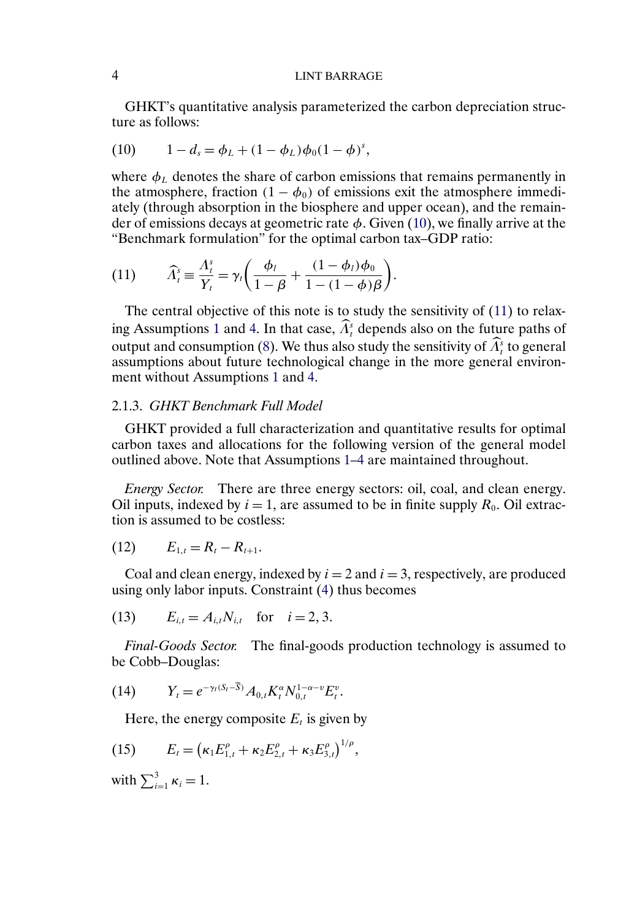GHKT's quantitative analysis parameterized the carbon depreciation structure as follows:

$$1 - d_s = \phi_L + (1 - \phi_L)\phi_0(1 - \phi)^s, \tag{10}$$

where $\phi_L$ denotes the share of carbon emissions that remains permanently in the atmosphere, fraction $(1 - \phi_0)$ of emissions exit the atmosphere immediately (through absorption in the biosphere and upper ocean), and the remainder of emissions decays at geometric rate $\phi$. Given (10), we finally arrive at the "Benchmark formulation" for the optimal carbon tax–GDP ratio:

$$\widehat{\Lambda}_t^s \equiv \frac{\Lambda_t^s}{Y_t} = \gamma_t\left(\frac{\phi_l}{1-\beta} + \frac{(1-\phi_l)\phi_0}{1-(1-\phi)\beta}\right). \tag{11}$$

The central objective of this note is to study the sensitivity of (11) to relaxing Assumptions 1 and 4. In that case, $\widehat{\Lambda}_t^s$ depends also on the future paths of output and consumption (8). We thus also study the sensitivity of $\widehat{\Lambda}_t^s$ to general assumptions about future technological change in the more general environment without Assumptions 1 and 4.

### 2.1.3. *GHKT Benchmark Full Model*

GHKT provided a full characterization and quantitative results for optimal carbon taxes and allocations for the following version of the general model outlined above. Note that Assumptions 1–4 are maintained throughout.

*Energy Sector.* There are three energy sectors: oil, coal, and clean energy. Oil inputs, indexed by $i = 1$, are assumed to be in finite supply $R_0$. Oil extraction is assumed to be costless:

$$E_{1,t} = R_t - R_{t+1}. \tag{12}$$

Coal and clean energy, indexed by $i = 2$ and $i = 3$, respectively, are produced using only labor inputs. Constraint (4) thus becomes

$$E_{i,t} = A_{i,t}N_{i,t} \quad \text{for} \quad i = 2, 3. \tag{13}$$

*Final-Goods Sector.* The final-goods production technology is assumed to be Cobb–Douglas:

$$Y_t = e^{-\gamma_t(S_t - \overline{S})}A_{0,t}K_t^{\alpha}N_{0,t}^{1-\alpha-v}E_t^{v}. \tag{14}$$

Here, the energy composite $E_t$ is given by

$$E_t = \left(\kappa_1 E_{1,t}^{\rho} + \kappa_2 E_{2,t}^{\rho} + \kappa_3 E_{3,t}^{\rho}\right)^{1/\rho}, \tag{15}$$

with $\sum_{i=1}^{3} \kappa_i = 1$.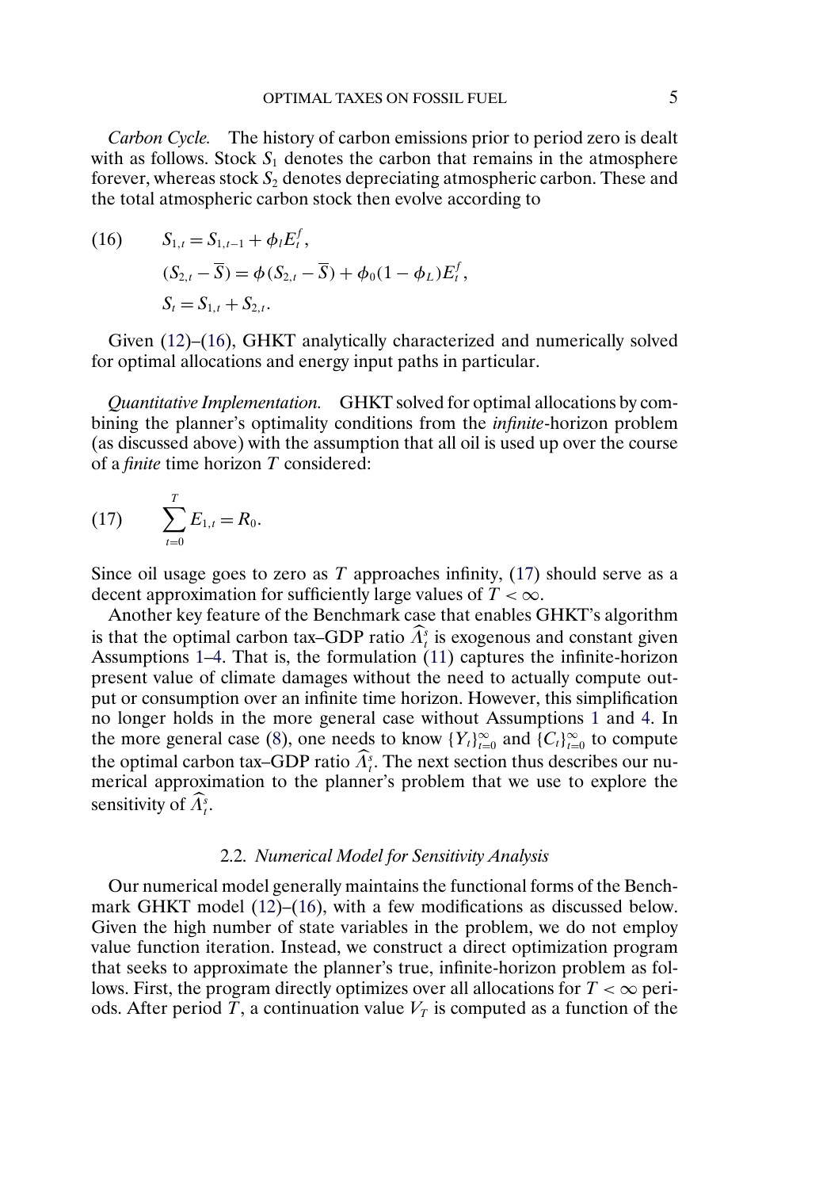*Carbon Cycle.* The history of carbon emissions prior to period zero is dealt with as follows. Stock $S_1$ denotes the carbon that remains in the atmosphere forever, whereas stock $S_2$ denotes depreciating atmospheric carbon. These and the total atmospheric carbon stock then evolve according to

$$
\begin{aligned}
(16) \qquad & S_{1,t} = S_{1,t-1} + \phi_l E_t^f, \\
& (S_{2,t} - \overline{S}) = \phi(S_{2,t} - \overline{S}) + \phi_0(1 - \phi_L)E_t^f, \\
& S_t = S_{1,t} + S_{2,t}.
\end{aligned}
$$

Given (12)–(16), GHKT analytically characterized and numerically solved for optimal allocations and energy input paths in particular.

*Quantitative Implementation.* GHKT solved for optimal allocations by combining the planner's optimality conditions from the *infinite*-horizon problem (as discussed above) with the assumption that all oil is used up over the course of a *finite* time horizon $T$ considered:

$$
(17) \qquad \sum_{t=0}^{T} E_{1,t} = R_0.
$$

Since oil usage goes to zero as $T$ approaches infinity, (17) should serve as a decent approximation for sufficiently large values of $T < \infty$.

Another key feature of the Benchmark case that enables GHKT's algorithm is that the optimal carbon tax–GDP ratio $\widehat{\Lambda}_t^s$ is exogenous and constant given Assumptions 1–4. That is, the formulation (11) captures the infinite-horizon present value of climate damages without the need to actually compute output or consumption over an infinite time horizon. However, this simplification no longer holds in the more general case without Assumptions 1 and 4. In the more general case (8), one needs to know $\{Y_t\}_{t=0}^{\infty}$ and $\{C_t\}_{t=0}^{\infty}$ to compute the optimal carbon tax–GDP ratio $\widehat{\Lambda}_t^s$. The next section thus describes our numerical approximation to the planner's problem that we use to explore the sensitivity of $\widehat{\Lambda}_t^s$.

### 2.2. *Numerical Model for Sensitivity Analysis*

Our numerical model generally maintains the functional forms of the Benchmark GHKT model (12)–(16), with a few modifications as discussed below. Given the high number of state variables in the problem, we do not employ value function iteration. Instead, we construct a direct optimization program that seeks to approximate the planner's true, infinite-horizon problem as follows. First, the program directly optimizes over all allocations for $T < \infty$ periods. After period $T$, a continuation value $V_T$ is computed as a function of the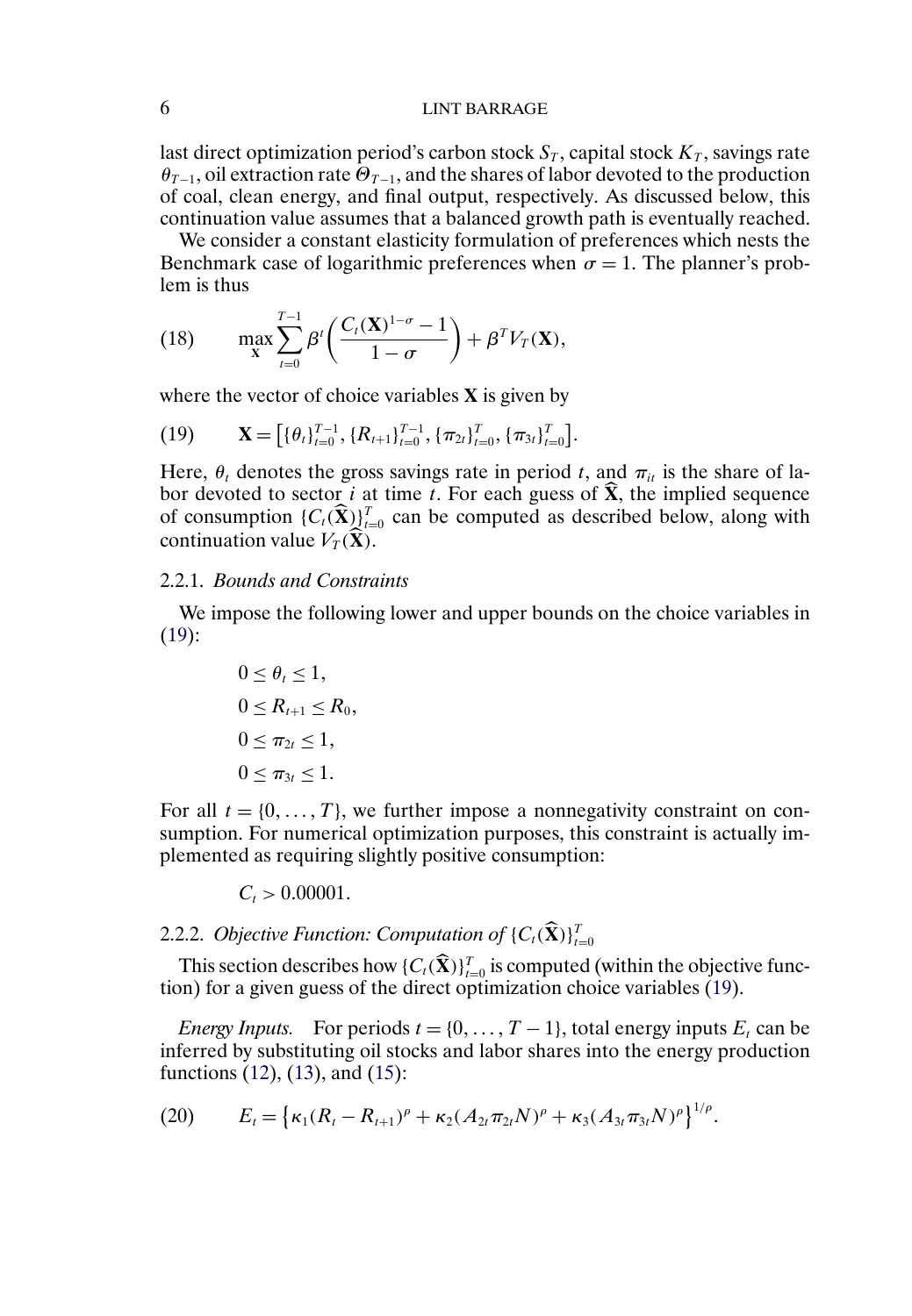last direct optimization period's carbon stock $S_T$, capital stock $K_T$, savings rate $\theta_{T-1}$, oil extraction rate $\Theta_{T-1}$, and the shares of labor devoted to the production of coal, clean energy, and final output, respectively. As discussed below, this continuation value assumes that a balanced growth path is eventually reached.

We consider a constant elasticity formulation of preferences which nests the Benchmark case of logarithmic preferences when $\sigma = 1$. The planner's problem is thus

$$\max_{\mathbf{X}} \sum_{t=0}^{T-1} \beta^t \left( \frac{C_t(\mathbf{X})^{1-\sigma} - 1}{1-\sigma} \right) + \beta^T V_T(\mathbf{X}), \tag{18}$$

where the vector of choice variables $\mathbf{X}$ is given by

$$\mathbf{X} = \left[ \{\theta_t\}_{t=0}^{T-1}, \{R_{t+1}\}_{t=0}^{T-1}, \{\pi_{2t}\}_{t=0}^{T}, \{\pi_{3t}\}_{t=0}^{T} \right]. \tag{19}$$

Here, $\theta_t$ denotes the gross savings rate in period $t$, and $\pi_{it}$ is the share of labor devoted to sector $i$ at time $t$. For each guess of $\widehat{\mathbf{X}}$, the implied sequence of consumption $\{C_t(\widehat{\mathbf{X}})\}_{t=0}^{T}$ can be computed as described below, along with continuation value $V_T(\widehat{\mathbf{X}})$.

### 2.2.1. *Bounds and Constraints*

We impose the following lower and upper bounds on the choice variables in (19):

$$0 \le \theta_t \le 1,$$

$$0 \le R_{t+1} \le R_0,$$

$$0 \le \pi_{2t} \le 1,$$

$$0 \le \pi_{3t} \le 1.$$

For all $t = \{0, \ldots, T\}$, we further impose a nonnegativity constraint on consumption. For numerical optimization purposes, this constraint is actually implemented as requiring slightly positive consumption:

$$C_t > 0.00001.$$

### 2.2.2. *Objective Function: Computation of* $\{C_t(\widehat{\mathbf{X}})\}_{t=0}^{T}$

This section describes how $\{C_t(\widehat{\mathbf{X}})\}_{t=0}^{T}$ is computed (within the objective function) for a given guess of the direct optimization choice variables (19).

*Energy Inputs.* For periods $t = \{0, \ldots, T-1\}$, total energy inputs $E_t$ can be inferred by substituting oil stocks and labor shares into the energy production functions (12), (13), and (15):

$$E_t = \left\{ \kappa_1 (R_t - R_{t+1})^\rho + \kappa_2 (A_{2t}\pi_{2t}N)^\rho + \kappa_3 (A_{3t}\pi_{3t}N)^\rho \right\}^{1/\rho}. \tag{20}$$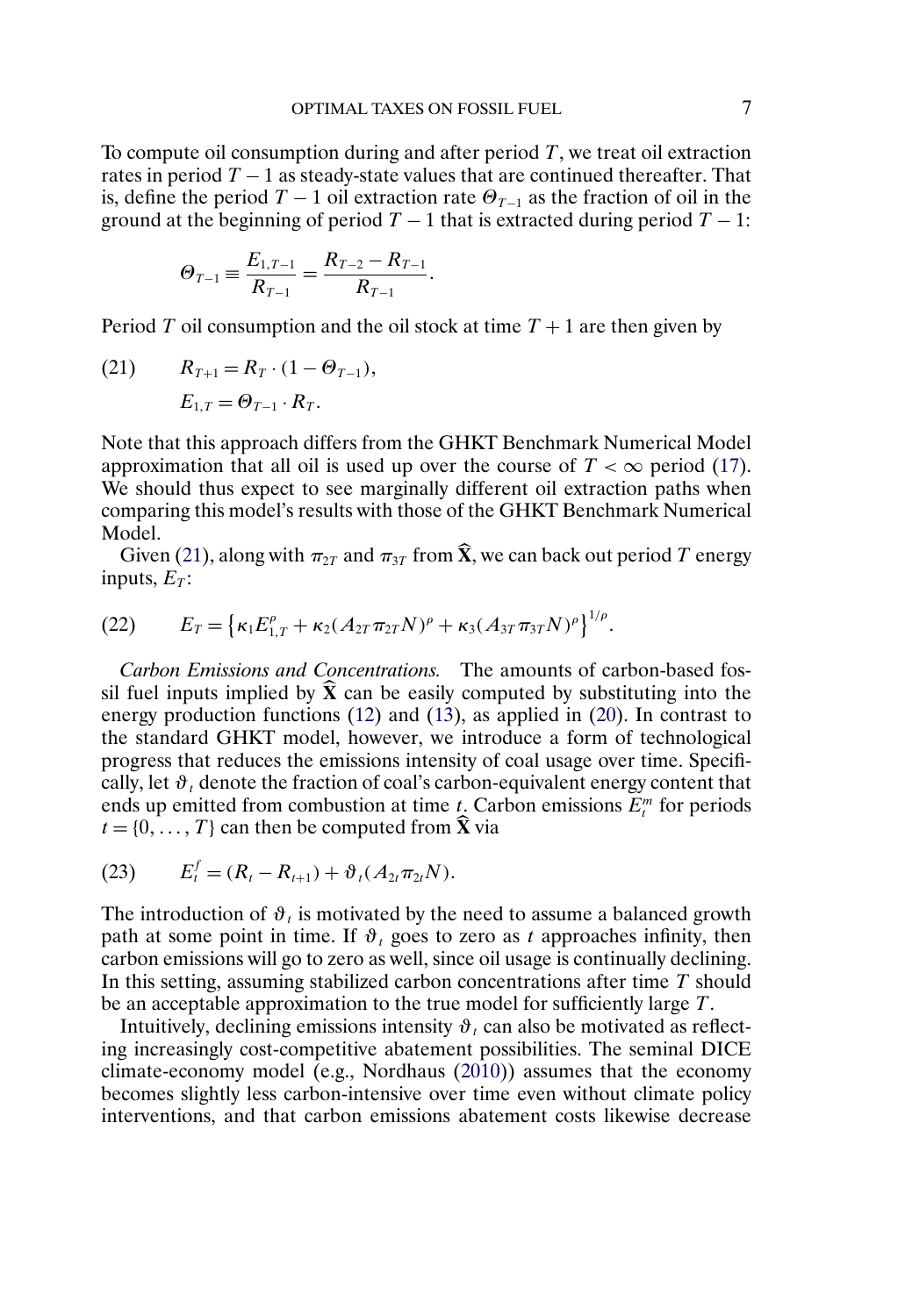To compute oil consumption during and after period $T$, we treat oil extraction rates in period $T-1$ as steady-state values that are continued thereafter. That is, define the period $T-1$ oil extraction rate $\Theta_{T-1}$ as the fraction of oil in the ground at the beginning of period $T-1$ that is extracted during period $T-1$:

$$\Theta_{T-1} \equiv \frac{E_{1,T-1}}{R_{T-1}} = \frac{R_{T-2} - R_{T-1}}{R_{T-1}}.$$

Period $T$ oil consumption and the oil stock at time $T+1$ are then given by

$$\begin{aligned} R_{T+1} &= R_T \cdot (1 - \Theta_{T-1}), \\ E_{1,T} &= \Theta_{T-1} \cdot R_T. \end{aligned} \tag{21}$$

Note that this approach differs from the GHKT Benchmark Numerical Model approximation that all oil is used up over the course of $T < \infty$ period (17). We should thus expect to see marginally different oil extraction paths when comparing this model's results with those of the GHKT Benchmark Numerical Model.

Given (21), along with $\pi_{2T}$ and $\pi_{3T}$ from $\widehat{\mathbf{X}}$, we can back out period $T$ energy inputs, $E_T$:

$$E_T = \left\{ \kappa_1 E_{1,T}^{\rho} + \kappa_2 (A_{2T} \pi_{2T} N)^{\rho} + \kappa_3 (A_{3T} \pi_{3T} N)^{\rho} \right\}^{1/\rho}. \tag{22}$$

*Carbon Emissions and Concentrations.* The amounts of carbon-based fossil fuel inputs implied by $\widehat{\mathbf{X}}$ can be easily computed by substituting into the energy production functions (12) and (13), as applied in (20). In contrast to the standard GHKT model, however, we introduce a form of technological progress that reduces the emissions intensity of coal usage over time. Specifically, let $\vartheta_t$ denote the fraction of coal's carbon-equivalent energy content that ends up emitted from combustion at time $t$. Carbon emissions $E_t^m$ for periods $t = \{0, \ldots, T\}$ can then be computed from $\widehat{\mathbf{X}}$ via

$$E_t^f = (R_t - R_{t+1}) + \vartheta_t (A_{2t} \pi_{2t} N). \tag{23}$$

The introduction of $\vartheta_t$ is motivated by the need to assume a balanced growth path at some point in time. If $\vartheta_t$ goes to zero as $t$ approaches infinity, then carbon emissions will go to zero as well, since oil usage is continually declining. In this setting, assuming stabilized carbon concentrations after time $T$ should be an acceptable approximation to the true model for sufficiently large $T$.

Intuitively, declining emissions intensity $\vartheta_t$ can also be motivated as reflecting increasingly cost-competitive abatement possibilities. The seminal DICE climate-economy model (e.g., Nordhaus (2010)) assumes that the economy becomes slightly less carbon-intensive over time even without climate policy interventions, and that carbon emissions abatement costs likewise decrease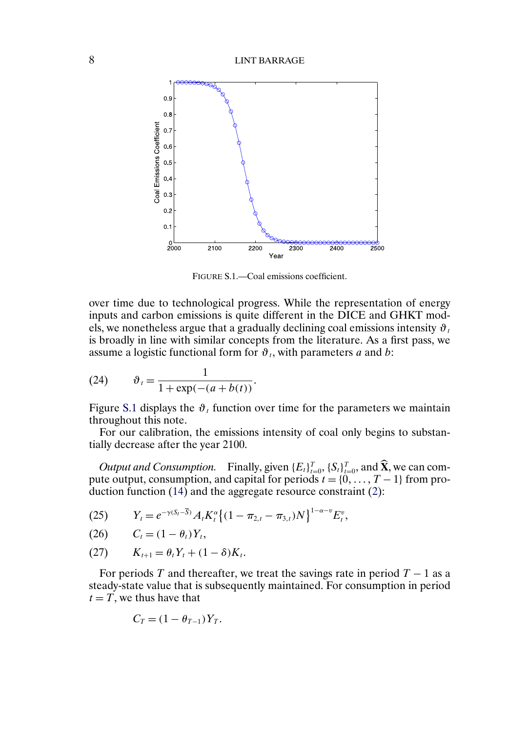FIGURE S.1.—Coal emissions coefficient.

over time due to technological progress. While the representation of energy inputs and carbon emissions is quite different in the DICE and GHKT models, we nonetheless argue that a gradually declining coal emissions intensity $\vartheta_t$ is broadly in line with similar concepts from the literature. As a first pass, we assume a logistic functional form for $\vartheta_t$, with parameters $a$ and $b$:

$$\vartheta_t = \frac{1}{1 + \exp(-(a + b(t))}. \tag{24}$$

Figure S.1 displays the $\vartheta_t$ function over time for the parameters we maintain throughout this note.

For our calibration, the emissions intensity of coal only begins to substantially decrease after the year 2100.

*Output and Consumption.* Finally, given $\{E_t\}_{t=0}^T$, $\{S_t\}_{t=0}^T$, and $\widehat{\mathbf{X}}$, we can compute output, consumption, and capital for periods $t = \{0, \dots, T-1\}$ from production function (14) and the aggregate resource constraint (2):

$$Y_t = e^{-\gamma(S_t - \overline{S})} A_t K_t^{\alpha} \{(1 - \pi_{2,t} - \pi_{3,t})N\}^{1-\alpha-v} E_t^v, \tag{25}$$

$$C_t = (1 - \theta_t) Y_t, \tag{26}$$

$$K_{t+1} = \theta_t Y_t + (1 - \delta) K_t. \tag{27}$$

For periods $T$ and thereafter, we treat the savings rate in period $T-1$ as a steady-state value that is subsequently maintained. For consumption in period $t = T$, we thus have that

$$C_T = (1 - \theta_{T-1}) Y_T.$$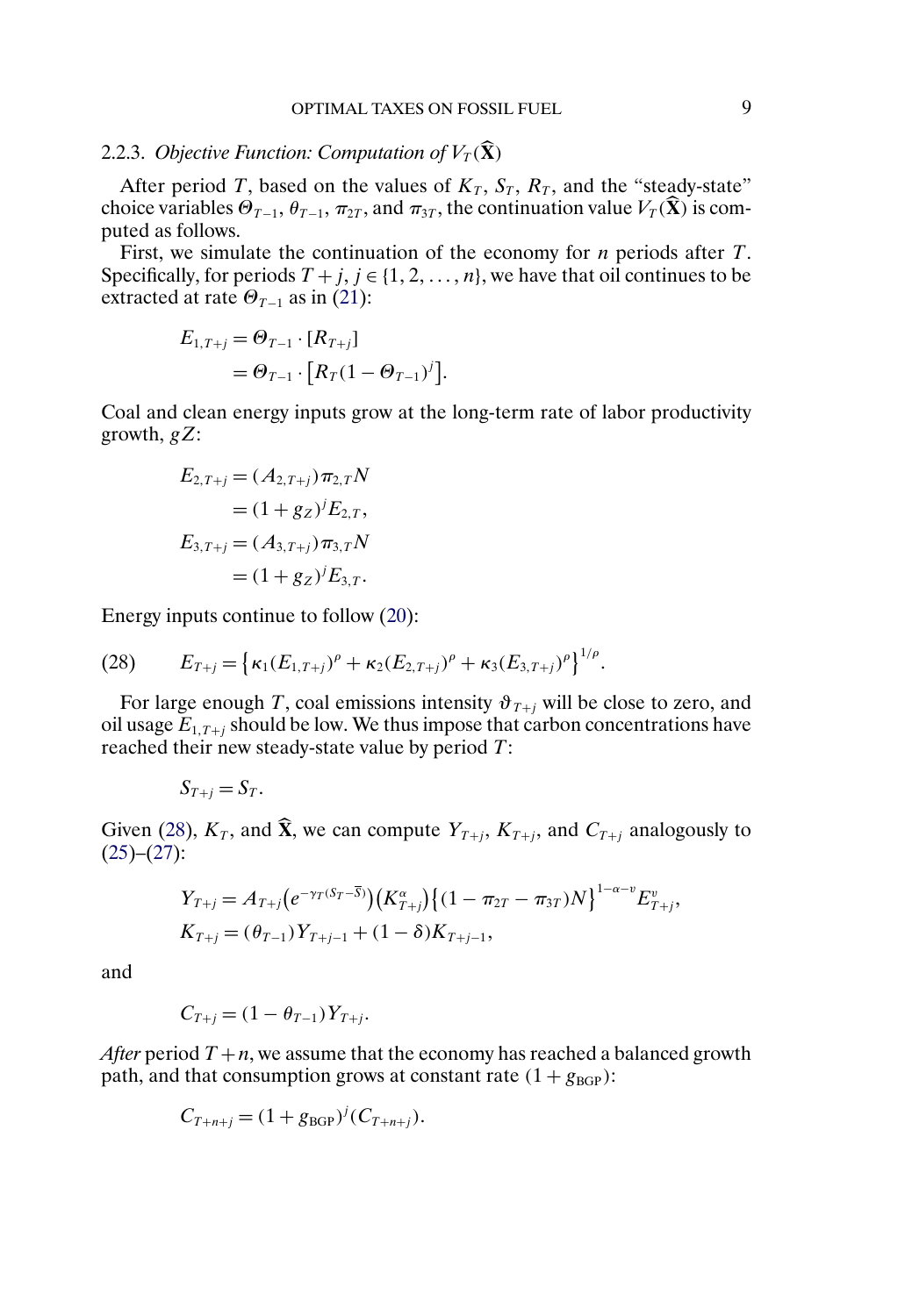### 2.2.3. *Objective Function: Computation of* $V_T(\widehat{\mathbf{X}})$

After period $T$, based on the values of $K_T$, $S_T$, $R_T$, and the "steady-state" choice variables $\Theta_{T-1}$, $\theta_{T-1}$, $\pi_{2T}$, and $\pi_{3T}$, the continuation value $V_T(\widehat{\mathbf{X}})$ is computed as follows.

First, we simulate the continuation of the economy for $n$ periods after $T$. Specifically, for periods $T+j$, $j \in \{1, 2, \dots, n\}$, we have that oil continues to be extracted at rate $\Theta_{T-1}$ as in (21):

$$
\begin{aligned}
E_{1,T+j} &= \Theta_{T-1} \cdot [R_{T+j}] \\
&= \Theta_{T-1} \cdot \left[R_T(1-\Theta_{T-1})^j\right].
\end{aligned}
$$

Coal and clean energy inputs grow at the long-term rate of labor productivity growth, $gZ$:

$$
\begin{aligned}
E_{2,T+j} &= (A_{2,T+j})\pi_{2,T}N \\
&= (1+g_Z)^j E_{2,T}, \\
E_{3,T+j} &= (A_{3,T+j})\pi_{3,T}N \\
&= (1+g_Z)^j E_{3,T}.
\end{aligned}
$$

Energy inputs continue to follow (20):

$$
E_{T+j} = \left\{\kappa_1(E_{1,T+j})^\rho + \kappa_2(E_{2,T+j})^\rho + \kappa_3(E_{3,T+j})^\rho\right\}^{1/\rho}. \tag{28}
$$

For large enough $T$, coal emissions intensity $\vartheta_{T+j}$ will be close to zero, and oil usage $E_{1,T+j}$ should be low. We thus impose that carbon concentrations have reached their new steady-state value by period $T$:

$$
S_{T+j} = S_T.
$$

Given (28), $K_T$, and $\widehat{\mathbf{X}}$, we can compute $Y_{T+j}$, $K_{T+j}$, and $C_{T+j}$ analogously to (25)–(27):

$$
\begin{aligned}
Y_{T+j} &= A_{T+j}\left(e^{-\gamma_T(S_T-\overline{S})}\right)\left(K_{T+j}^\alpha\right)\left\{(1-\pi_{2T}-\pi_{3T})N\right\}^{1-\alpha-v}E_{T+j}^v, \\
K_{T+j} &= (\theta_{T-1})Y_{T+j-1} + (1-\delta)K_{T+j-1},
\end{aligned}
$$

and

$$
C_{T+j} = (1-\theta_{T-1})Y_{T+j}.
$$

*After* period $T+n$, we assume that the economy has reached a balanced growth path, and that consumption grows at constant rate $(1+g_{\text{BGP}})$:

$$
C_{T+n+j} = (1+g_{\text{BGP}})^j(C_{T+n+j}).
$$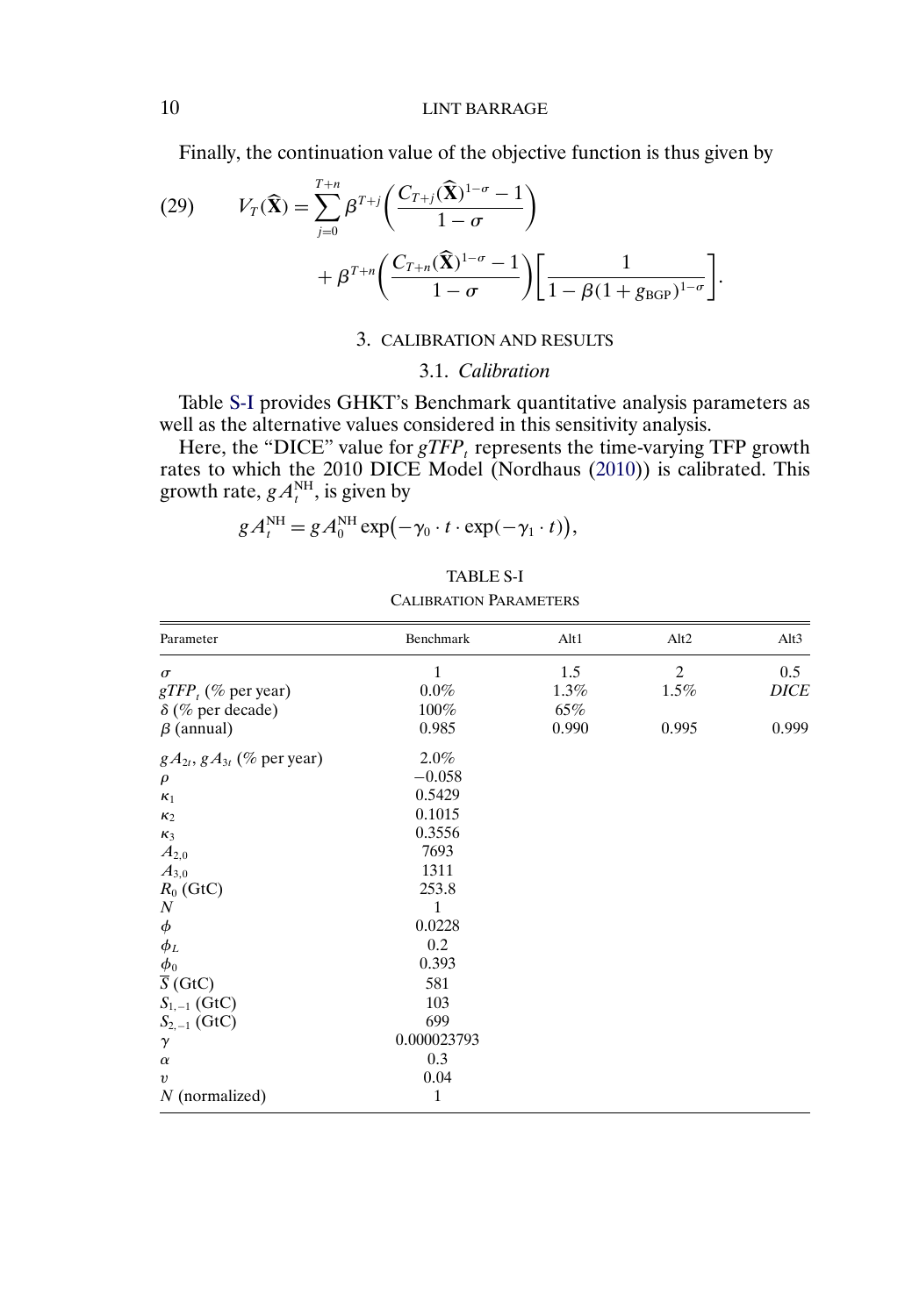Finally, the continuation value of the objective function is thus given by

$$V_T(\widehat{\mathbf{X}}) = \sum_{j=0}^{T+n} \beta^{T+j}\left(\frac{C_{T+j}(\widehat{\mathbf{X}})^{1-\sigma}-1}{1-\sigma}\right) + \beta^{T+n}\left(\frac{C_{T+n}(\widehat{\mathbf{X}})^{1-\sigma}-1}{1-\sigma}\right)\left[\frac{1}{1-\beta(1+g_{\text{BGP}})^{1-\sigma}}\right]. \tag{29}$$

## 3. CALIBRATION AND RESULTS

### 3.1. *Calibration*

Table S-I provides GHKT's Benchmark quantitative analysis parameters as well as the alternative values considered in this sensitivity analysis.

Here, the "DICE" value for $gTFP_t$ represents the time-varying TFP growth rates to which the 2010 DICE Model (Nordhaus (2010)) is calibrated. This growth rate, $gA_t^{\text{NH}}$, is given by

$$gA_t^{\text{NH}} = gA_0^{\text{NH}} \exp\big(-\gamma_0 \cdot t \cdot \exp(-\gamma_1 \cdot t)\big),$$

TABLE S-I

CALIBRATION PARAMETERS

| Parameter | Benchmark | Alt1 | Alt2 | Alt3 |
|---|---|---|---|---|
| $\sigma$ | 1 | 1.5 | 2 | 0.5 |
| $gTFP_t$ (% per year) | 0.0% | 1.3% | 1.5% | *DICE* |
| $\delta$ (% per decade) | 100% | 65% | | |
| $\beta$ (annual) | 0.985 | 0.990 | 0.995 | 0.999 |
| $gA_{2t}$, $gA_{3t}$ (% per year) | 2.0% | | | |
| $\rho$ | −0.058 | | | |
| $\kappa_1$ | 0.5429 | | | |
| $\kappa_2$ | 0.1015 | | | |
| $\kappa_3$ | 0.3556 | | | |
| $A_{2,0}$ | 7693 | | | |
| $A_{3,0}$ | 1311 | | | |
| $R_0$ (GtC) | 253.8 | | | |
| $N$ | 1 | | | |
| $\phi$ | 0.0228 | | | |
| $\phi_L$ | 0.2 | | | |
| $\phi_0$ | 0.393 | | | |
| $\overline{S}$ (GtC) | 581 | | | |
| $S_{1,-1}$ (GtC) | 103 | | | |
| $S_{2,-1}$ (GtC) | 699 | | | |
| $\gamma$ | 0.000023793 | | | |
| $\alpha$ | 0.3 | | | |
| $\upsilon$ | 0.04 | | | |
| $N$ (normalized) | 1 | | | |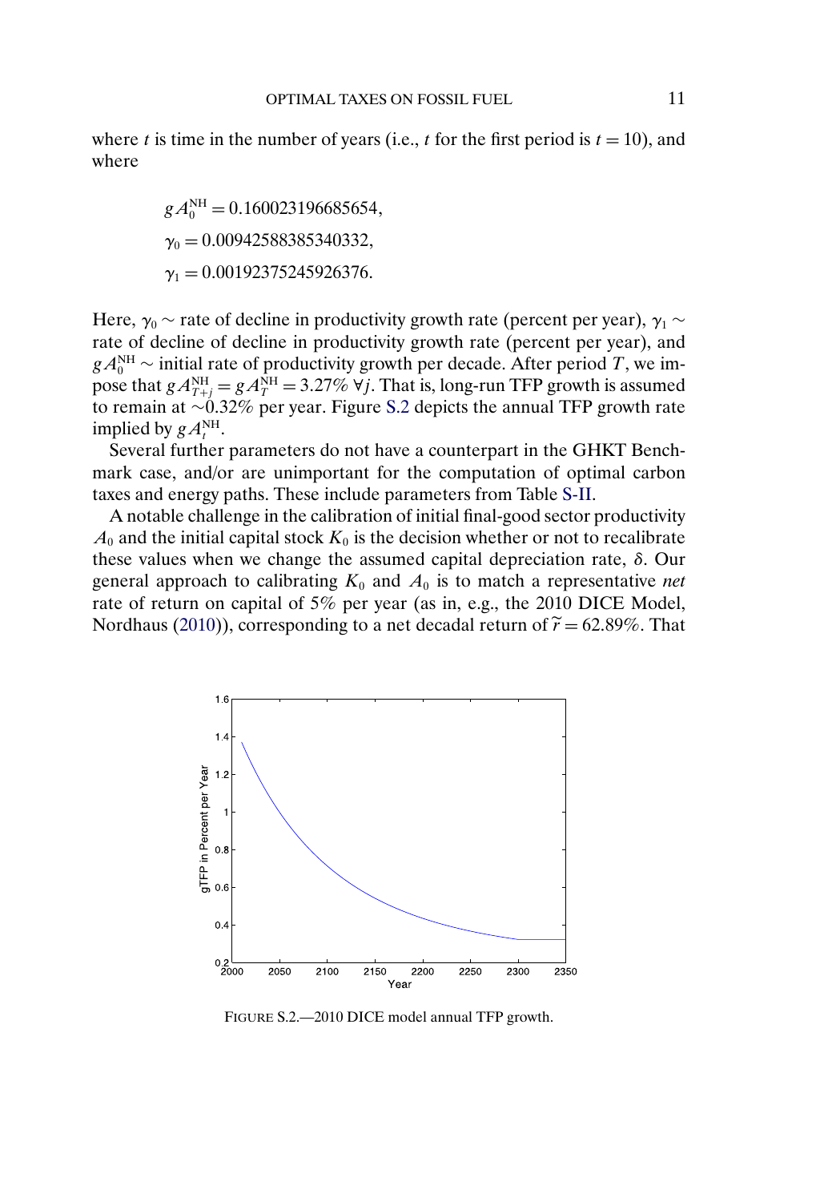where $t$ is time in the number of years (i.e., $t$ for the first period is $t = 10$), and where

$$gA_0^{\mathrm{NH}} = 0.160023196685654,$$
$$\gamma_0 = 0.00942588385340332,$$
$$\gamma_1 = 0.00192375245926376.$$

Here, $\gamma_0 \sim$ rate of decline in productivity growth rate (percent per year), $\gamma_1 \sim$ rate of decline of decline in productivity growth rate (percent per year), and $gA_0^{\mathrm{NH}} \sim$ initial rate of productivity growth per decade. After period $T$, we impose that $gA_{T+j}^{\mathrm{NH}} = gA_T^{\mathrm{NH}} = 3.27\% \; \forall j$. That is, long-run TFP growth is assumed to remain at $\sim 0.32\%$ per year. Figure S.2 depicts the annual TFP growth rate implied by $gA_t^{\mathrm{NH}}$.

Several further parameters do not have a counterpart in the GHKT Benchmark case, and/or are unimportant for the computation of optimal carbon taxes and energy paths. These include parameters from Table S-II.

A notable challenge in the calibration of initial final-good sector productivity $A_0$ and the initial capital stock $K_0$ is the decision whether or not to recalibrate these values when we change the assumed capital depreciation rate, $\delta$. Our general approach to calibrating $K_0$ and $A_0$ is to match a representative *net* rate of return on capital of 5% per year (as in, e.g., the 2010 DICE Model, Nordhaus (2010)), corresponding to a net decadal return of $\widetilde{r} = 62.89\%$. That

FIGURE S.2.—2010 DICE model annual TFP growth.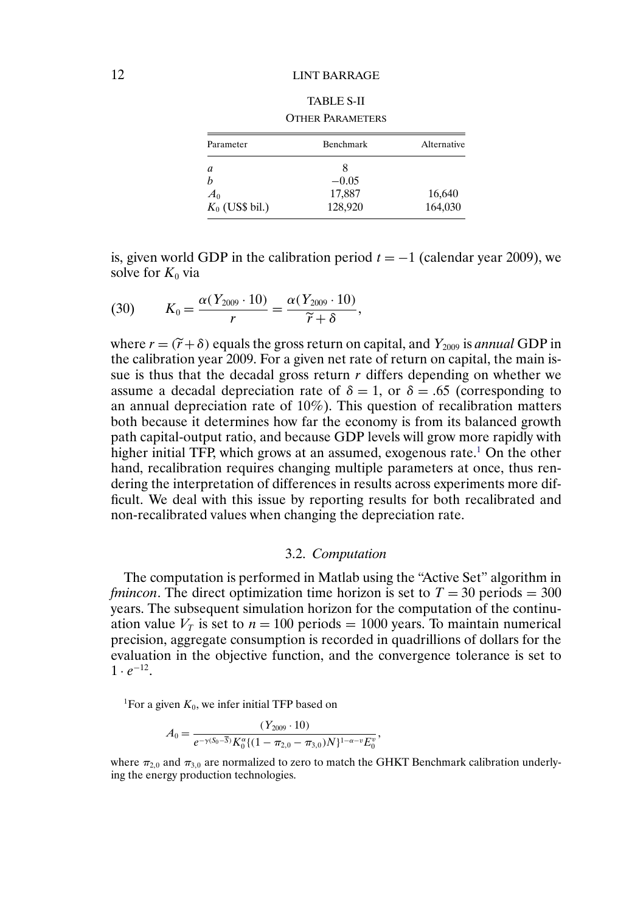TABLE S-II

OTHER PARAMETERS

| Parameter | Benchmark | Alternative |
|---|---|---|
| $a$ | 8 | |
| $b$ | −0.05 | |
| $A_0$ | 17,887 | 16,640 |
| $K_0$ (US$ bil.) | 128,920 | 164,030 |

is, given world GDP in the calibration period $t = -1$ (calendar year 2009), we solve for $K_0$ via

$$K_0 = \frac{\alpha(Y_{2009} \cdot 10)}{r} = \frac{\alpha(Y_{2009} \cdot 10)}{\widetilde{r} + \delta}, \tag{30}$$

where $r = (\widetilde{r} + \delta)$ equals the gross return on capital, and $Y_{2009}$ is *annual* GDP in the calibration year 2009. For a given net rate of return on capital, the main issue is thus that the decadal gross return $r$ differs depending on whether we assume a decadal depreciation rate of $\delta = 1$, or $\delta = .65$ (corresponding to an annual depreciation rate of 10%). This question of recalibration matters both because it determines how far the economy is from its balanced growth path capital-output ratio, and because GDP levels will grow more rapidly with higher initial TFP, which grows at an assumed, exogenous rate.[1] On the other hand, recalibration requires changing multiple parameters at once, thus rendering the interpretation of differences in results across experiments more difficult. We deal with this issue by reporting results for both recalibrated and non-recalibrated values when changing the depreciation rate.

### 3.2. *Computation*

The computation is performed in Matlab using the "Active Set" algorithm in *fmincon*. The direct optimization time horizon is set to $T = 30$ periods $= 300$ years. The subsequent simulation horizon for the computation of the continuation value $V_T$ is set to $n = 100$ periods $= 1000$ years. To maintain numerical precision, aggregate consumption is recorded in quadrillions of dollars for the evaluation in the objective function, and the convergence tolerance is set to $1 \cdot e^{-12}$.

[1]For a given $K_0$, we infer initial TFP based on

$$A_0 = \frac{(Y_{2009} \cdot 10)}{e^{-\gamma(S_0 - \overline{S})} K_0^{\alpha} \{(1 - \pi_{2,0} - \pi_{3,0})N\}^{1-\alpha-v} E_0^{v}},$$

where $\pi_{2,0}$ and $\pi_{3,0}$ are normalized to zero to match the GHKT Benchmark calibration underlying the energy production technologies.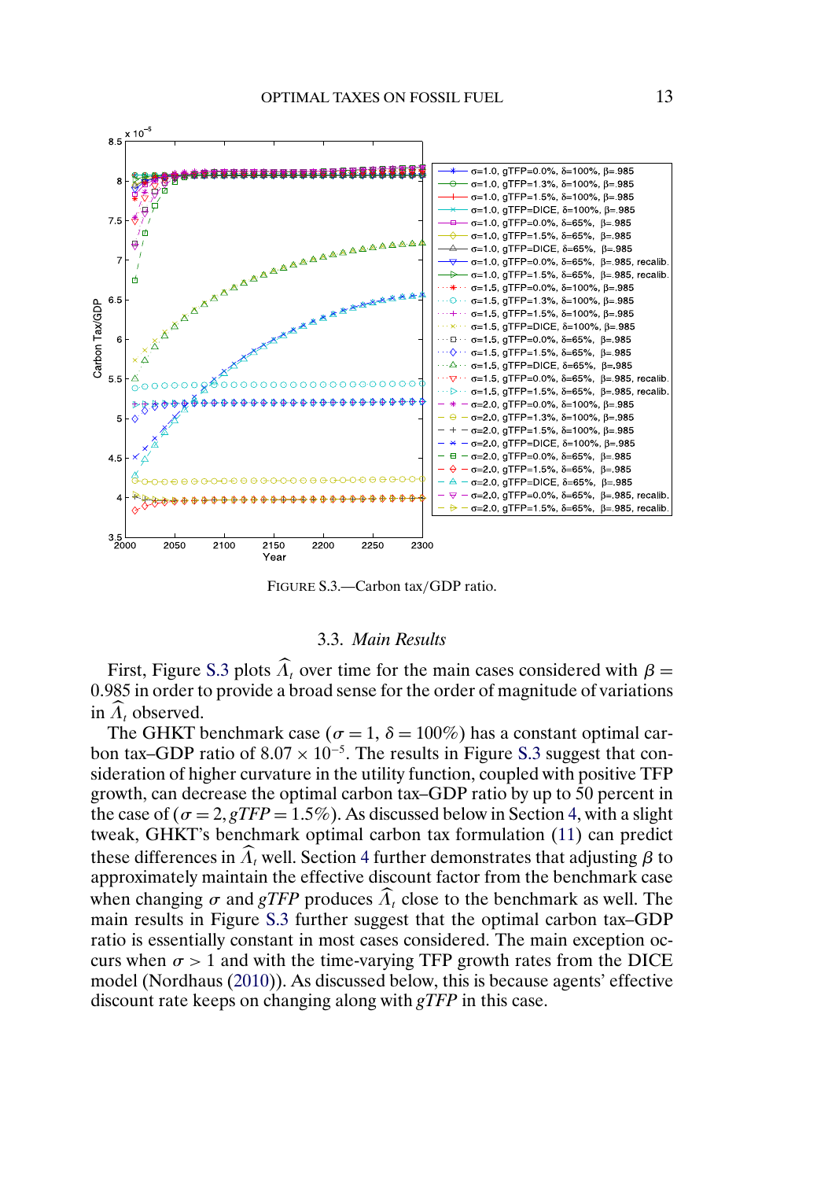FIGURE S.3.—Carbon tax/GDP ratio.

### 3.3. *Main Results*

First, Figure S.3 plots $\widehat{\Lambda}_t$ over time for the main cases considered with $\beta = 0.985$ in order to provide a broad sense for the order of magnitude of variations in $\widehat{\Lambda}_t$ observed.

The GHKT benchmark case ($\sigma = 1$, $\delta = 100\%$) has a constant optimal carbon tax–GDP ratio of $8.07 \times 10^{-5}$. The results in Figure S.3 suggest that consideration of higher curvature in the utility function, coupled with positive TFP growth, can decrease the optimal carbon tax–GDP ratio by up to 50 percent in the case of ($\sigma = 2, gTFP = 1.5\%$). As discussed below in Section 4, with a slight tweak, GHKT's benchmark optimal carbon tax formulation (11) can predict these differences in $\widehat{\Lambda}_t$ well. Section 4 further demonstrates that adjusting $\beta$ to approximately maintain the effective discount factor from the benchmark case when changing $\sigma$ and $gTFP$ produces $\widehat{\Lambda}_t$ close to the benchmark as well. The main results in Figure S.3 further suggest that the optimal carbon tax–GDP ratio is essentially constant in most cases considered. The main exception occurs when $\sigma > 1$ and with the time-varying TFP growth rates from the DICE model (Nordhaus (2010)). As discussed below, this is because agents' effective discount rate keeps on changing along with $gTFP$ in this case.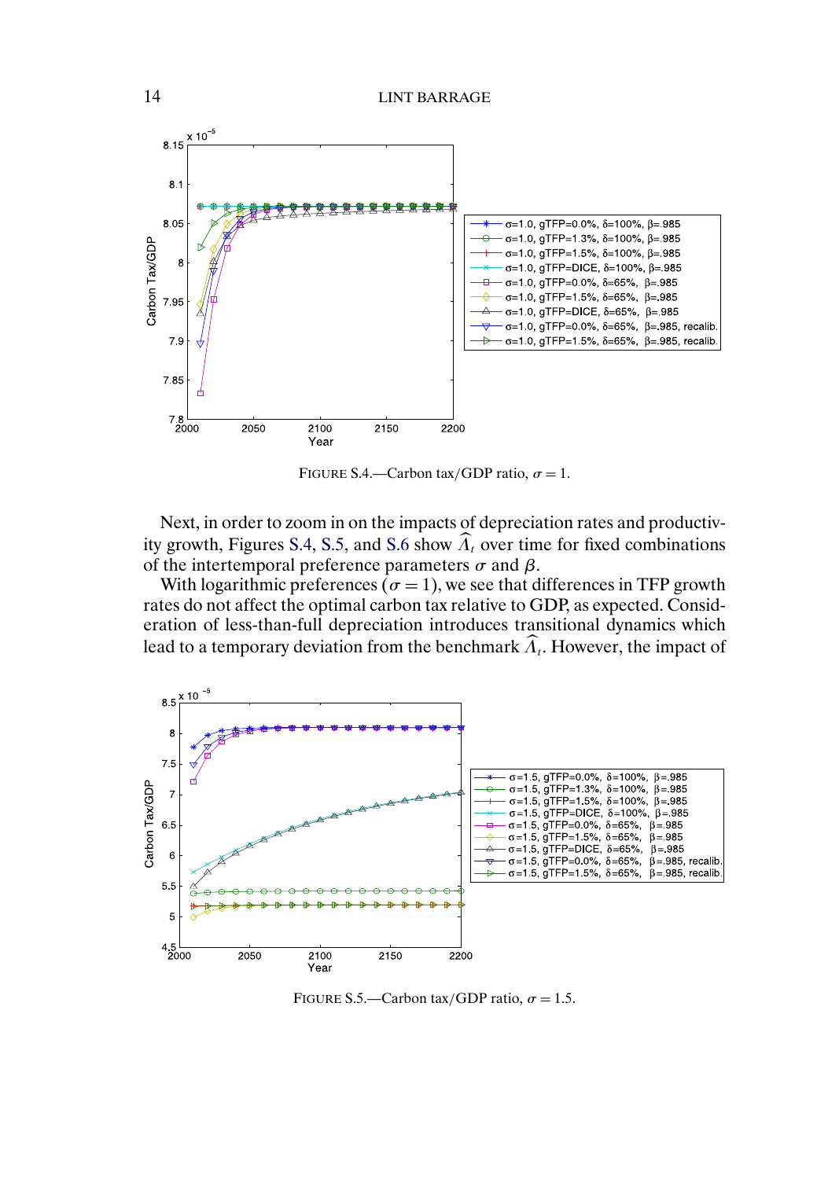FIGURE S.4.—Carbon tax/GDP ratio, $\sigma = 1$.

Next, in order to zoom in on the impacts of depreciation rates and productivity growth, Figures S.4, S.5, and S.6 show $\widehat{\Lambda}_t$ over time for fixed combinations of the intertemporal preference parameters $\sigma$ and $\beta$.

With logarithmic preferences ($\sigma = 1$), we see that differences in TFP growth rates do not affect the optimal carbon tax relative to GDP, as expected. Consideration of less-than-full depreciation introduces transitional dynamics which lead to a temporary deviation from the benchmark $\widehat{\Lambda}_t$. However, the impact of

FIGURE S.5.—Carbon tax/GDP ratio, $\sigma = 1.5$.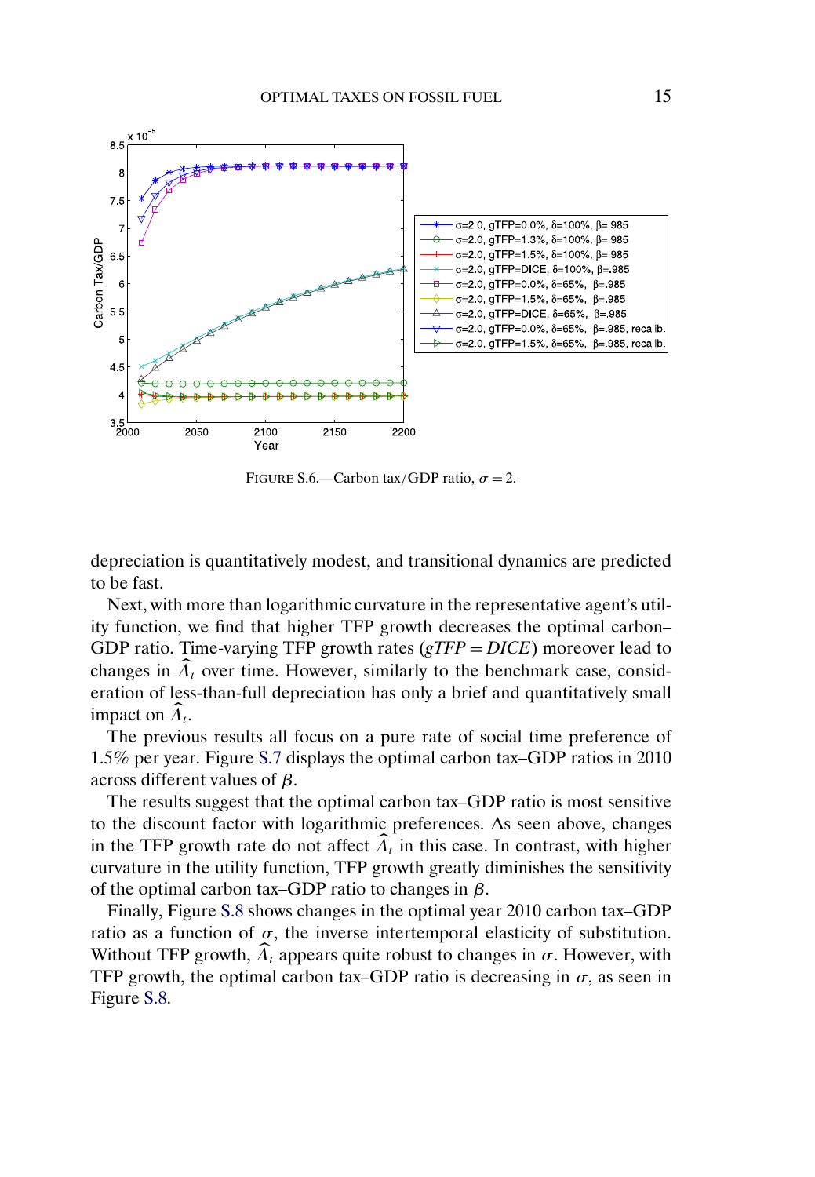FIGURE S.6.—Carbon tax/GDP ratio, $\sigma = 2$.

depreciation is quantitatively modest, and transitional dynamics are predicted to be fast.

Next, with more than logarithmic curvature in the representative agent's utility function, we find that higher TFP growth decreases the optimal carbon–GDP ratio. Time-varying TFP growth rates ($gTFP = DICE$) moreover lead to changes in $\widehat{\Lambda}_t$ over time. However, similarly to the benchmark case, consideration of less-than-full depreciation has only a brief and quantitatively small impact on $\widehat{\Lambda}_t$.

The previous results all focus on a pure rate of social time preference of 1.5% per year. Figure S.7 displays the optimal carbon tax–GDP ratios in 2010 across different values of $\beta$.

The results suggest that the optimal carbon tax–GDP ratio is most sensitive to the discount factor with logarithmic preferences. As seen above, changes in the TFP growth rate do not affect $\widehat{\Lambda}_t$ in this case. In contrast, with higher curvature in the utility function, TFP growth greatly diminishes the sensitivity of the optimal carbon tax–GDP ratio to changes in $\beta$.

Finally, Figure S.8 shows changes in the optimal year 2010 carbon tax–GDP ratio as a function of $\sigma$, the inverse intertemporal elasticity of substitution. Without TFP growth, $\widehat{\Lambda}_t$ appears quite robust to changes in $\sigma$. However, with TFP growth, the optimal carbon tax–GDP ratio is decreasing in $\sigma$, as seen in Figure S.8.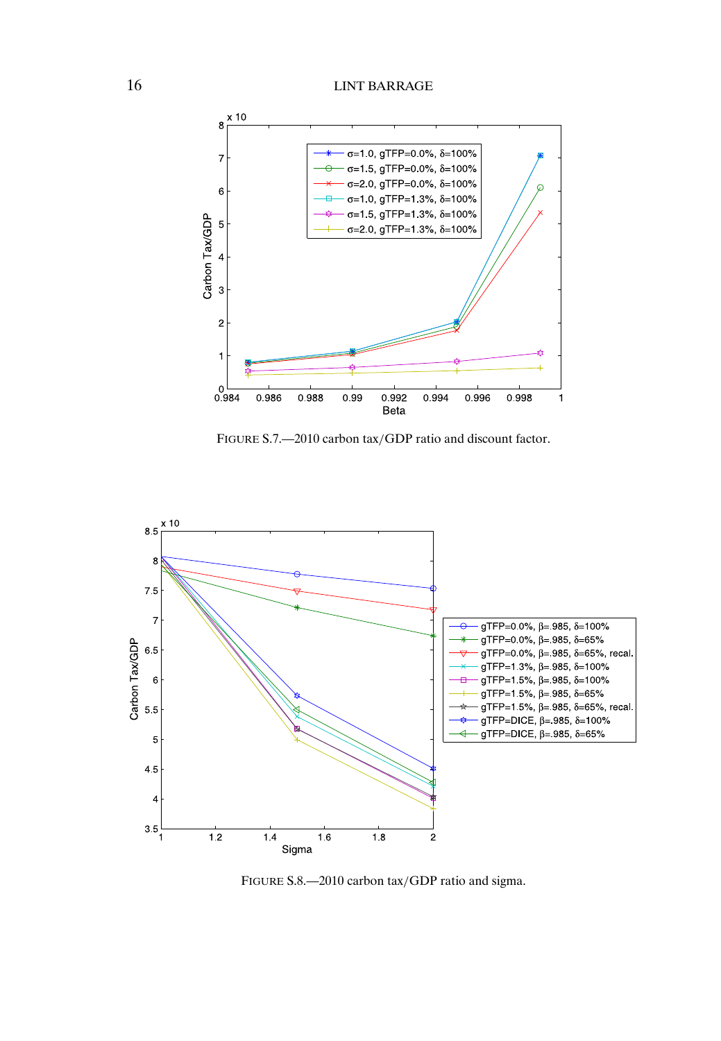FIGURE S.7.—2010 carbon tax/GDP ratio and discount factor.

FIGURE S.8.—2010 carbon tax/GDP ratio and sigma.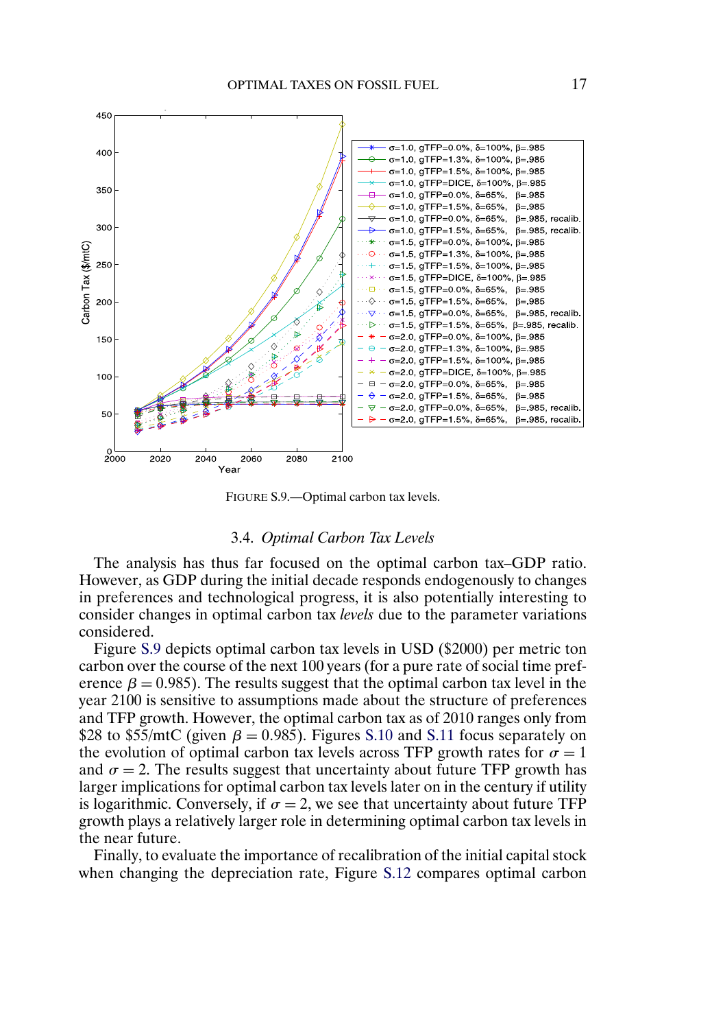FIGURE S.9.—Optimal carbon tax levels.

### 3.4. *Optimal Carbon Tax Levels*

The analysis has thus far focused on the optimal carbon tax–GDP ratio. However, as GDP during the initial decade responds endogenously to changes in preferences and technological progress, it is also potentially interesting to consider changes in optimal carbon tax *levels* due to the parameter variations considered.

Figure S.9 depicts optimal carbon tax levels in USD ($2000) per metric ton carbon over the course of the next 100 years (for a pure rate of social time preference $\beta = 0.985$). The results suggest that the optimal carbon tax level in the year 2100 is sensitive to assumptions made about the structure of preferences and TFP growth. However, the optimal carbon tax as of 2010 ranges only from $28 to $55/mtC (given $\beta = 0.985$). Figures S.10 and S.11 focus separately on the evolution of optimal carbon tax levels across TFP growth rates for $\sigma = 1$ and $\sigma = 2$. The results suggest that uncertainty about future TFP growth has larger implications for optimal carbon tax levels later on in the century if utility is logarithmic. Conversely, if $\sigma = 2$, we see that uncertainty about future TFP growth plays a relatively larger role in determining optimal carbon tax levels in the near future.

Finally, to evaluate the importance of recalibration of the initial capital stock when changing the depreciation rate, Figure S.12 compares optimal carbon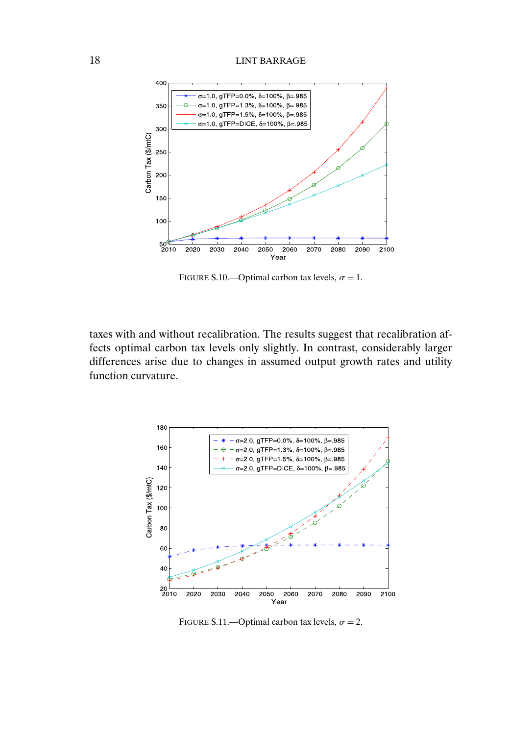FIGURE S.10.—Optimal carbon tax levels, $\sigma = 1$.

taxes with and without recalibration. The results suggest that recalibration affects optimal carbon tax levels only slightly. In contrast, considerably larger differences arise due to changes in assumed output growth rates and utility function curvature.

FIGURE S.11.—Optimal carbon tax levels, $\sigma = 2$.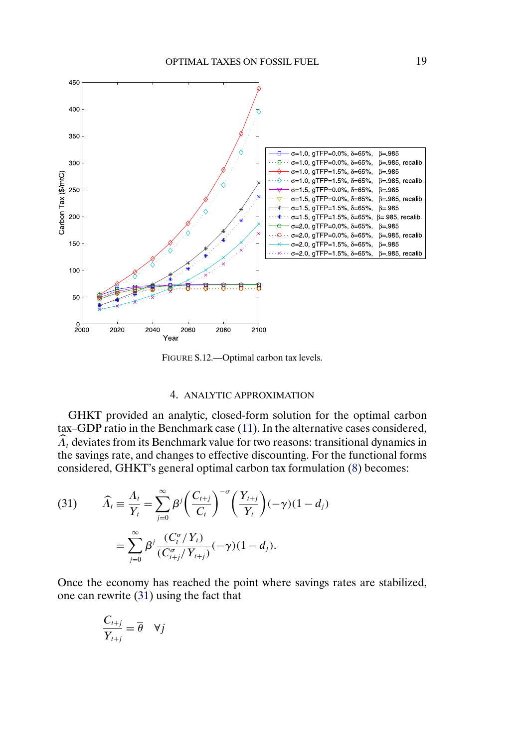FIGURE S.12.—Optimal carbon tax levels.

## 4. ANALYTIC APPROXIMATION

GHKT provided an analytic, closed-form solution for the optimal carbon tax–GDP ratio in the Benchmark case (11). In the alternative cases considered, $\widehat{\Lambda}_t$ deviates from its Benchmark value for two reasons: transitional dynamics in the savings rate, and changes to effective discounting. For the functional forms considered, GHKT's general optimal carbon tax formulation (8) becomes:

$$
\begin{aligned}
(31) \qquad \widehat{\Lambda}_t \equiv \frac{\Lambda_t}{Y_t} &= \sum_{j=0}^{\infty} \beta^j \left(\frac{C_{t+j}}{C_t}\right)^{-\sigma} \left(\frac{Y_{t+j}}{Y_t}\right) (-\gamma)(1 - d_j) \\
&= \sum_{j=0}^{\infty} \beta^j \frac{(C_t^{\sigma}/Y_t)}{(C_{t+j}^{\sigma}/Y_{t+j})} (-\gamma)(1 - d_j).
\end{aligned}
$$

Once the economy has reached the point where savings rates are stabilized, one can rewrite (31) using the fact that

$$
\frac{C_{t+j}}{Y_{t+j}} = \overline{\theta} \quad \forall j
$$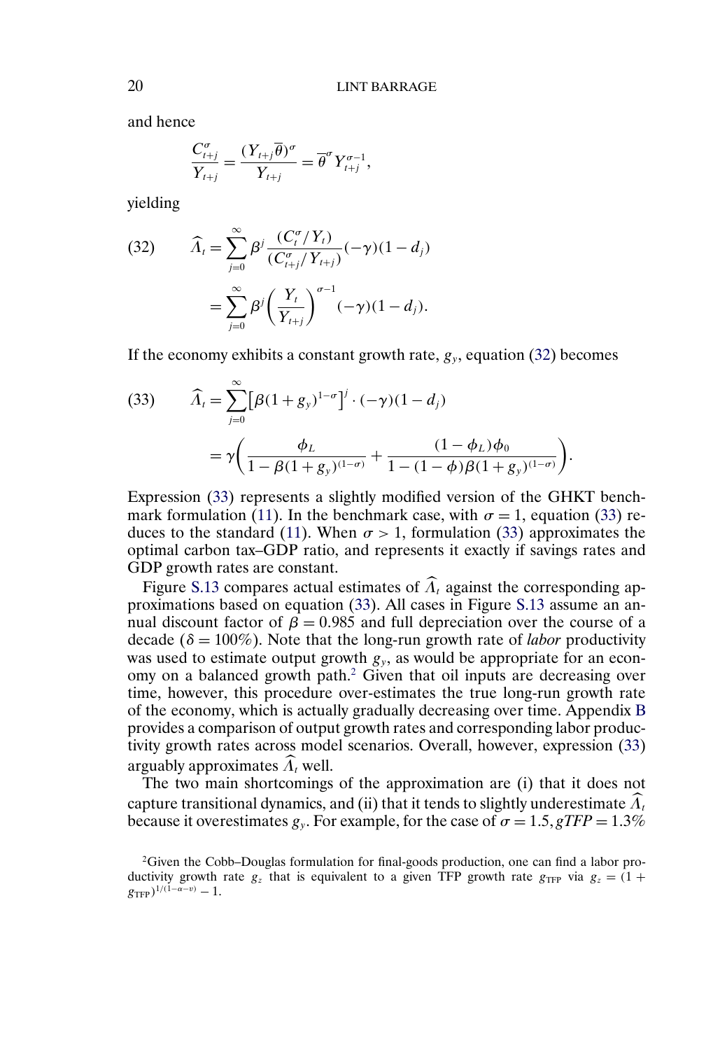and hence

$$\frac{C_{t+j}^{\sigma}}{Y_{t+j}} = \frac{(Y_{t+j}\overline{\theta})^{\sigma}}{Y_{t+j}} = \overline{\theta}^{\sigma} Y_{t+j}^{\sigma-1},$$

yielding

$$\begin{aligned} \widehat{\Lambda}_t &= \sum_{j=0}^{\infty} \beta^j \frac{(C_t^{\sigma}/Y_t)}{(C_{t+j}^{\sigma}/Y_{t+j})}(-\gamma)(1-d_j) \\ &= \sum_{j=0}^{\infty} \beta^j \left(\frac{Y_t}{Y_{t+j}}\right)^{\sigma-1}(-\gamma)(1-d_j). \end{aligned} \tag{32}$$

If the economy exhibits a constant growth rate, $g_y$, equation (32) becomes

$$\begin{aligned} \widehat{\Lambda}_t &= \sum_{j=0}^{\infty} \left[\beta(1+g_y)^{1-\sigma}\right]^j \cdot (-\gamma)(1-d_j) \\ &= \gamma\left(\frac{\phi_L}{1-\beta(1+g_y)^{(1-\sigma)}} + \frac{(1-\phi_L)\phi_0}{1-(1-\phi)\beta(1+g_y)^{(1-\sigma)}}\right). \end{aligned} \tag{33}$$

Expression (33) represents a slightly modified version of the GHKT benchmark formulation (11). In the benchmark case, with $\sigma = 1$, equation (33) reduces to the standard (11). When $\sigma > 1$, formulation (33) approximates the optimal carbon tax–GDP ratio, and represents it exactly if savings rates and GDP growth rates are constant.

Figure S.13 compares actual estimates of $\widehat{\Lambda}_t$ against the corresponding approximations based on equation (33). All cases in Figure S.13 assume an annual discount factor of $\beta = 0.985$ and full depreciation over the course of a decade ($\delta = 100\%$). Note that the long-run growth rate of *labor* productivity was used to estimate output growth $g_y$, as would be appropriate for an economy on a balanced growth path.[2] Given that oil inputs are decreasing over time, however, this procedure over-estimates the true long-run growth rate of the economy, which is actually gradually decreasing over time. Appendix B provides a comparison of output growth rates and corresponding labor productivity growth rates across model scenarios. Overall, however, expression (33) arguably approximates $\widehat{\Lambda}_t$ well.

The two main shortcomings of the approximation are (i) that it does not capture transitional dynamics, and (ii) that it tends to slightly underestimate $\widehat{\Lambda}_t$ because it overestimates $g_y$. For example, for the case of $\sigma = 1.5, gTFP = 1.3\%$

[2]Given the Cobb–Douglas formulation for final-goods production, one can find a labor productivity growth rate $g_z$ that is equivalent to a given TFP growth rate $g_{\text{TFP}}$ via $g_z = (1 + g_{\text{TFP}})^{1/(1-\alpha-\nu)} - 1$.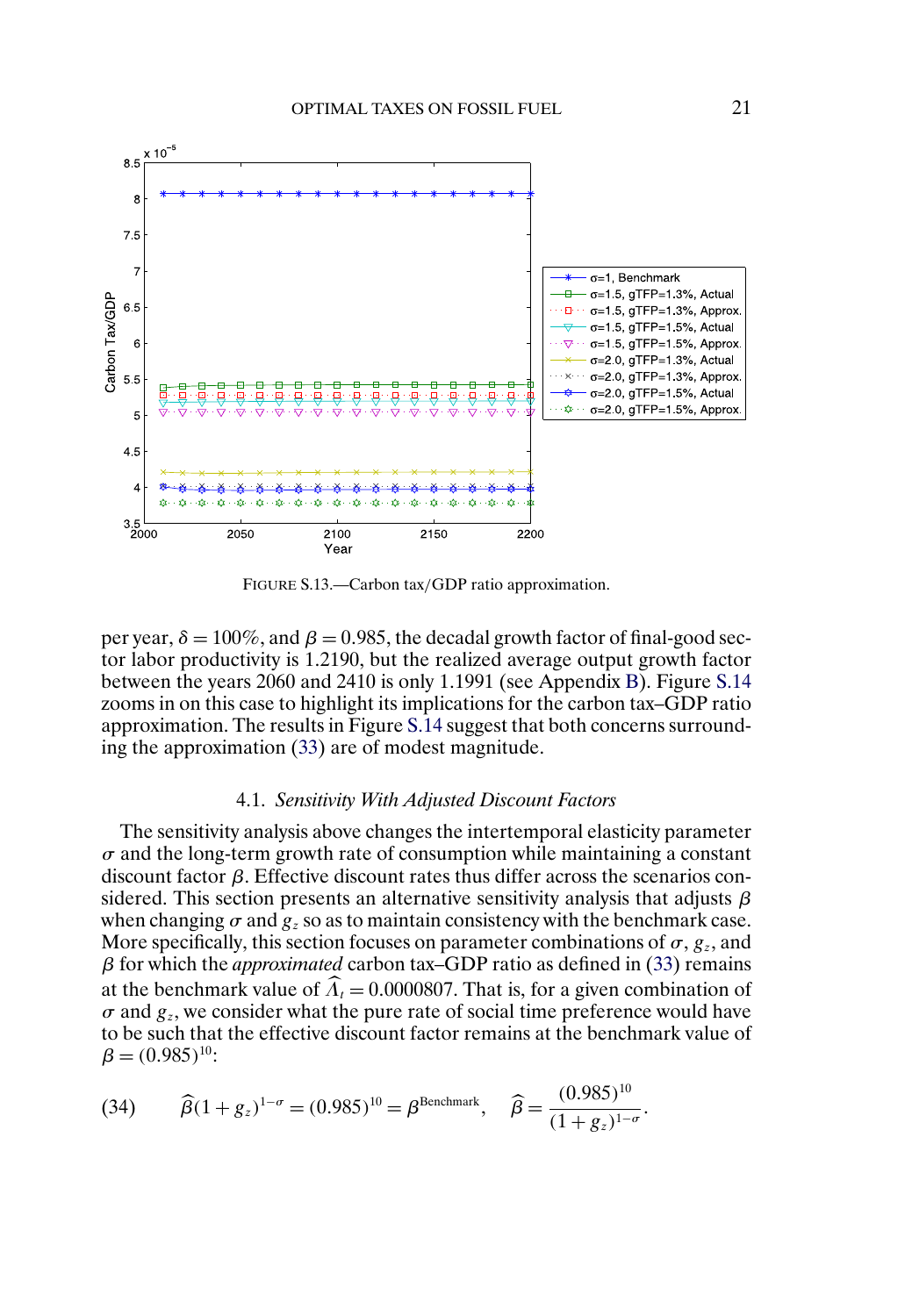FIGURE S.13.—Carbon tax/GDP ratio approximation.

per year, $\delta = 100\%$, and $\beta = 0.985$, the decadal growth factor of final-good sector labor productivity is 1.2190, but the realized average output growth factor between the years 2060 and 2410 is only 1.1991 (see Appendix B). Figure S.14 zooms in on this case to highlight its implications for the carbon tax–GDP ratio approximation. The results in Figure S.14 suggest that both concerns surrounding the approximation (33) are of modest magnitude.

### 4.1. *Sensitivity With Adjusted Discount Factors*

The sensitivity analysis above changes the intertemporal elasticity parameter $\sigma$ and the long-term growth rate of consumption while maintaining a constant discount factor $\beta$. Effective discount rates thus differ across the scenarios considered. This section presents an alternative sensitivity analysis that adjusts $\beta$ when changing $\sigma$ and $g_z$ so as to maintain consistency with the benchmark case. More specifically, this section focuses on parameter combinations of $\sigma$, $g_z$, and $\beta$ for which the *approximated* carbon tax–GDP ratio as defined in (33) remains at the benchmark value of $\widehat{\Lambda}_t = 0.0000807$. That is, for a given combination of $\sigma$ and $g_z$, we consider what the pure rate of social time preference would have to be such that the effective discount factor remains at the benchmark value of $\beta = (0.985)^{10}$:

$$\widehat{\beta}(1 + g_z)^{1-\sigma} = (0.985)^{10} = \beta^{\text{Benchmark}}, \quad \widehat{\beta} = \frac{(0.985)^{10}}{(1 + g_z)^{1-\sigma}}. \tag{34}$$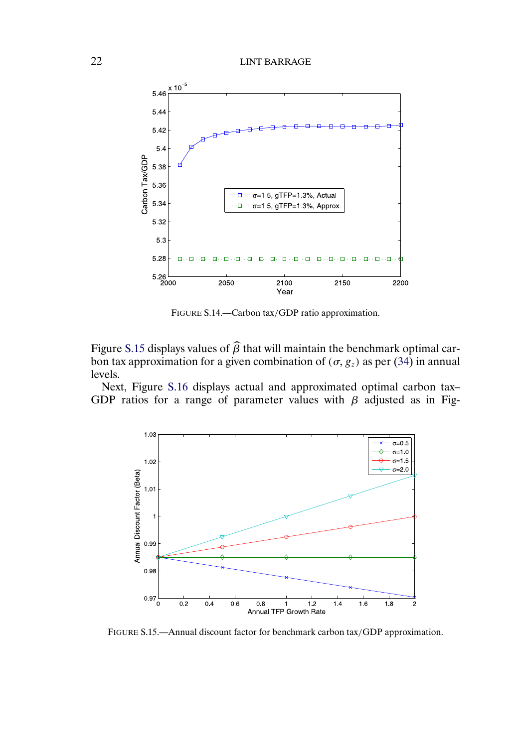FIGURE S.14.—Carbon tax/GDP ratio approximation.

Figure S.15 displays values of $\widehat{\beta}$ that will maintain the benchmark optimal carbon tax approximation for a given combination of $(\sigma, g_z)$ as per (34) in annual levels.

Next, Figure S.16 displays actual and approximated optimal carbon tax–GDP ratios for a range of parameter values with $\beta$ adjusted as in Fig-

FIGURE S.15.—Annual discount factor for benchmark carbon tax/GDP approximation.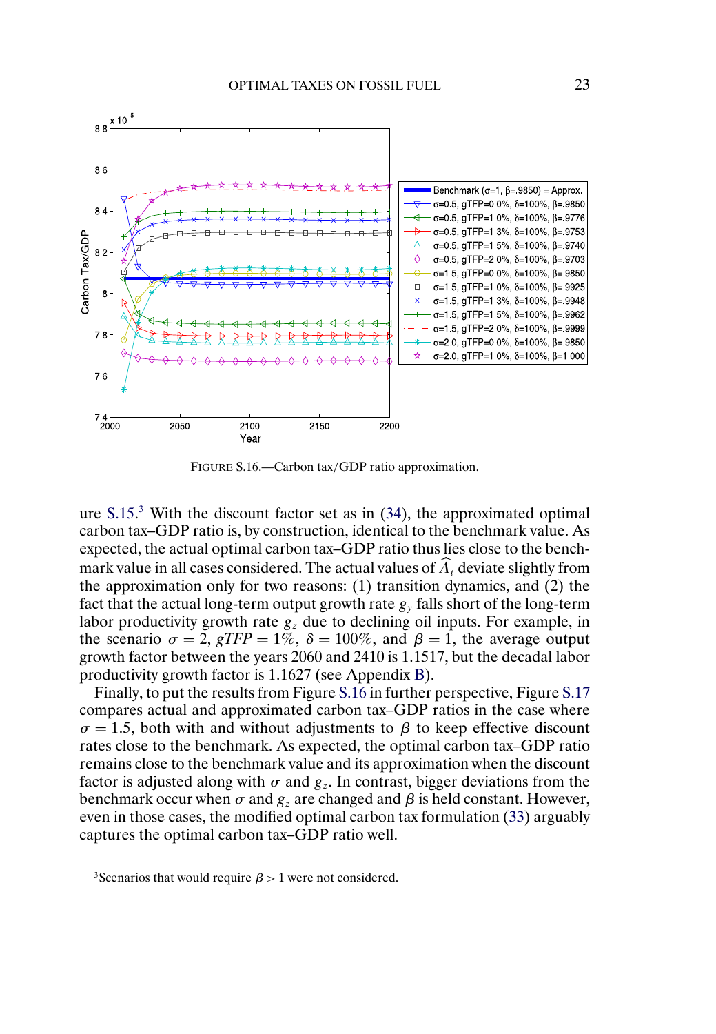FIGURE S.16.—Carbon tax/GDP ratio approximation.

ure S.15.[3] With the discount factor set as in (34), the approximated optimal carbon tax–GDP ratio is, by construction, identical to the benchmark value. As expected, the actual optimal carbon tax–GDP ratio thus lies close to the benchmark value in all cases considered. The actual values of $\widehat{\Lambda}_t$ deviate slightly from the approximation only for two reasons: (1) transition dynamics, and (2) the fact that the actual long-term output growth rate $g_y$ falls short of the long-term labor productivity growth rate $g_z$ due to declining oil inputs. For example, in the scenario $\sigma = 2$, $gTFP = 1\%$, $\delta = 100\%$, and $\beta = 1$, the average output growth factor between the years 2060 and 2410 is 1.1517, but the decadal labor productivity growth factor is 1.1627 (see Appendix B).

Finally, to put the results from Figure S.16 in further perspective, Figure S.17 compares actual and approximated carbon tax–GDP ratios in the case where $\sigma = 1.5$, both with and without adjustments to $\beta$ to keep effective discount rates close to the benchmark. As expected, the optimal carbon tax–GDP ratio remains close to the benchmark value and its approximation when the discount factor is adjusted along with $\sigma$ and $g_z$. In contrast, bigger deviations from the benchmark occur when $\sigma$ and $g_z$ are changed and $\beta$ is held constant. However, even in those cases, the modified optimal carbon tax formulation (33) arguably captures the optimal carbon tax–GDP ratio well.

[3]Scenarios that would require $\beta > 1$ were not considered.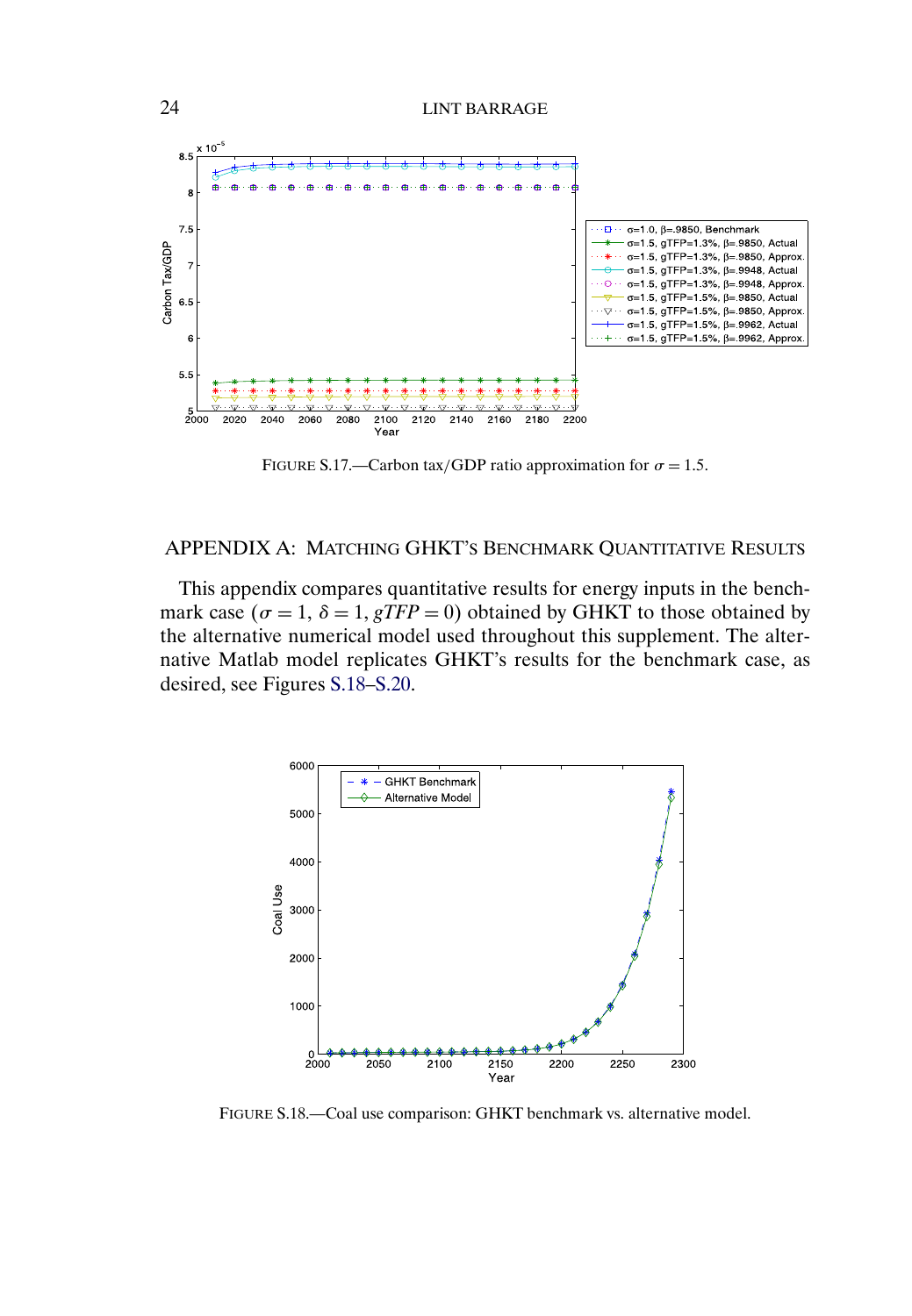FIGURE S.17.—Carbon tax/GDP ratio approximation for $\sigma = 1.5$.

## APPENDIX A: MATCHING GHKT'S BENCHMARK QUANTITATIVE RESULTS

This appendix compares quantitative results for energy inputs in the benchmark case ($\sigma = 1$, $\delta = 1$, $gTFP = 0$) obtained by GHKT to those obtained by the alternative numerical model used throughout this supplement. The alternative Matlab model replicates GHKT's results for the benchmark case, as desired, see Figures S.18–S.20.

FIGURE S.18.—Coal use comparison: GHKT benchmark vs. alternative model.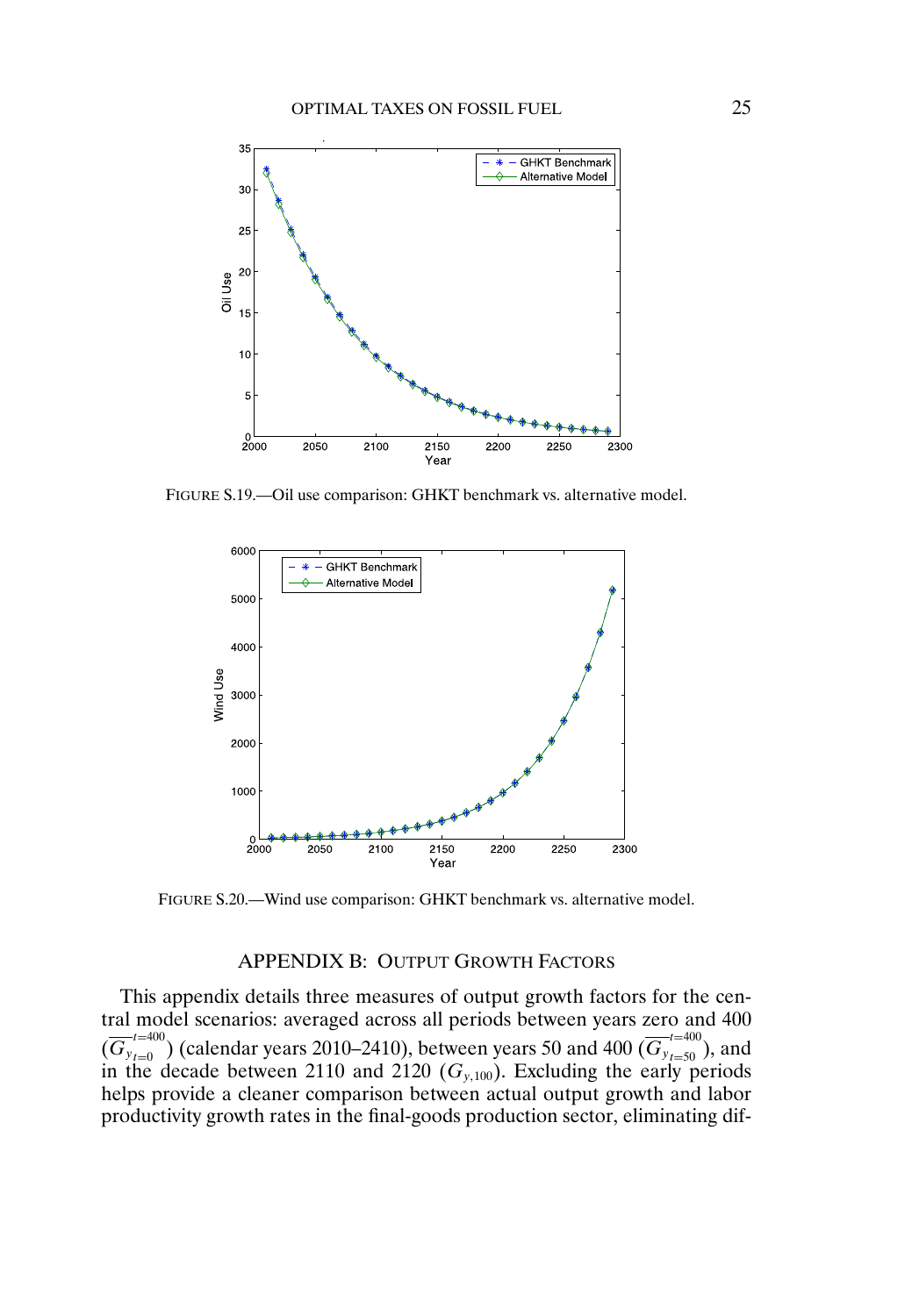FIGURE S.19.—Oil use comparison: GHKT benchmark vs. alternative model.

FIGURE S.20.—Wind use comparison: GHKT benchmark vs. alternative model.

## APPENDIX B: OUTPUT GROWTH FACTORS

This appendix details three measures of output growth factors for the central model scenarios: averaged across all periods between years zero and 400 ($\overline{G_{y_{t=0}}}^{t=400}$) (calendar years 2010–2410), between years 50 and 400 ($\overline{G_{y_{t=50}}}^{t=400}$), and in the decade between 2110 and 2120 ($G_{y,100}$). Excluding the early periods helps provide a cleaner comparison between actual output growth and labor productivity growth rates in the final-goods production sector, eliminating dif-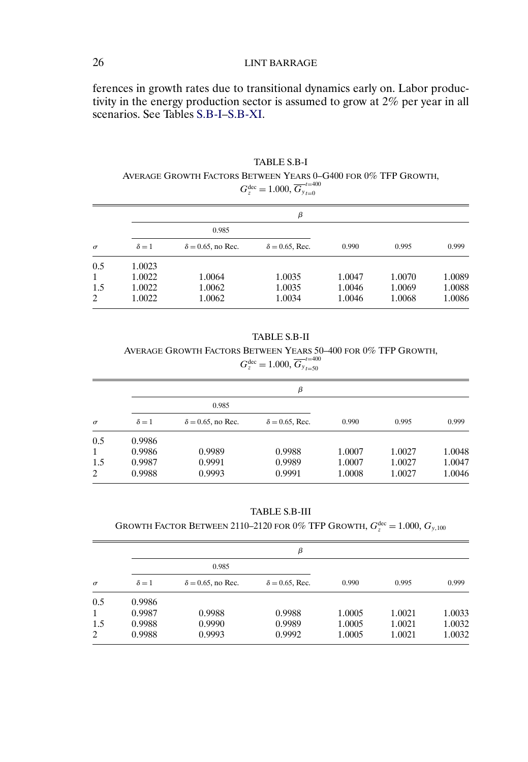ferences in growth rates due to transitional dynamics early on. Labor productivity in the energy production sector is assumed to grow at 2% per year in all scenarios. See Tables S.B-I–S.B-XI.

TABLE S.B-I

AVERAGE GROWTH FACTORS BETWEEN YEARS 0–G400 FOR 0% TFP GROWTH, $G_z^{\text{dec}} = 1.000$, $\overline{G_y}_{t=0}^{t=400}$

| | $\beta$ | | | | | |
|---|---|---|---|---|---|---|
| | 0.985 | | | | | |
| $\sigma$ | $\delta = 1$ | $\delta = 0.65$, no Rec. | $\delta = 0.65$, Rec. | 0.990 | 0.995 | 0.999 |
| 0.5 | 1.0023 | | | | | |
| 1 | 1.0022 | 1.0064 | 1.0035 | 1.0047 | 1.0070 | 1.0089 |
| 1.5 | 1.0022 | 1.0062 | 1.0035 | 1.0046 | 1.0069 | 1.0088 |
| 2 | 1.0022 | 1.0062 | 1.0034 | 1.0046 | 1.0068 | 1.0086 |

TABLE S.B-II

AVERAGE GROWTH FACTORS BETWEEN YEARS 50–400 FOR 0% TFP GROWTH, $G_z^{\text{dec}} = 1.000$, $\overline{G_y}_{t=50}^{t=400}$

| | $\beta$ | | | | | |
|---|---|---|---|---|---|---|
| | 0.985 | | | | | |
| $\sigma$ | $\delta = 1$ | $\delta = 0.65$, no Rec. | $\delta = 0.65$, Rec. | 0.990 | 0.995 | 0.999 |
| 0.5 | 0.9986 | | | | | |
| 1 | 0.9986 | 0.9989 | 0.9988 | 1.0007 | 1.0027 | 1.0048 |
| 1.5 | 0.9987 | 0.9991 | 0.9989 | 1.0007 | 1.0027 | 1.0047 |
| 2 | 0.9988 | 0.9993 | 0.9991 | 1.0008 | 1.0027 | 1.0046 |

TABLE S.B-III

GROWTH FACTOR BETWEEN 2110–2120 FOR 0% TFP GROWTH, $G_z^{\text{dec}} = 1.000$, $G_{y,100}$

| | $\beta$ | | | | | |
|---|---|---|---|---|---|---|
| | 0.985 | | | | | |
| $\sigma$ | $\delta = 1$ | $\delta = 0.65$, no Rec. | $\delta = 0.65$, Rec. | 0.990 | 0.995 | 0.999 |
| 0.5 | 0.9986 | | | | | |
| 1 | 0.9987 | 0.9988 | 0.9988 | 1.0005 | 1.0021 | 1.0033 |
| 1.5 | 0.9988 | 0.9990 | 0.9989 | 1.0005 | 1.0021 | 1.0032 |
| 2 | 0.9988 | 0.9993 | 0.9992 | 1.0005 | 1.0021 | 1.0032 |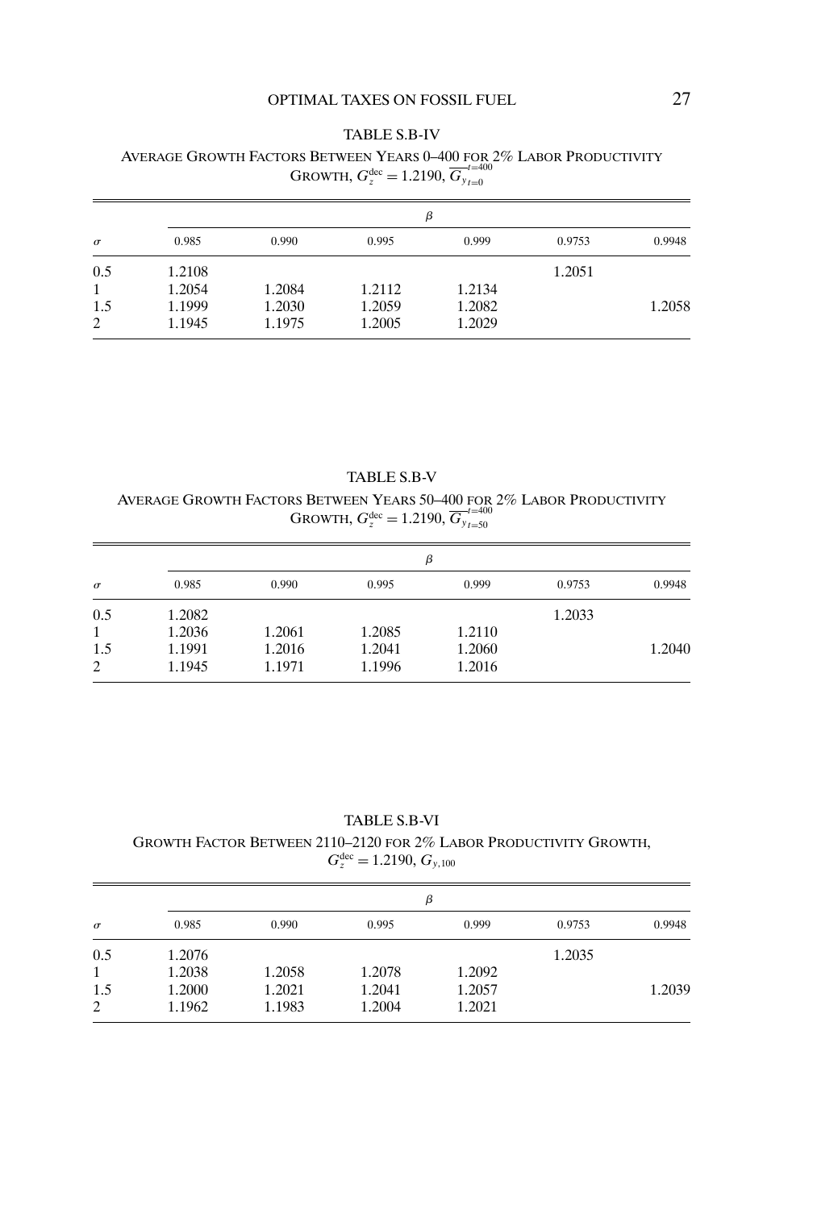TABLE S.B-IV

AVERAGE GROWTH FACTORS BETWEEN YEARS 0–400 FOR 2% LABOR PRODUCTIVITY GROWTH, $G_z^{\text{dec}} = 1.2190$, $\overline{G_y}_{t=0}^{t=400}$

| $\sigma$ | $\beta$ | | | | | |
|---|---|---|---|---|---|---|
| | 0.985 | 0.990 | 0.995 | 0.999 | 0.9753 | 0.9948 |
| 0.5 | 1.2108 | | | | 1.2051 | |
| 1 | 1.2054 | 1.2084 | 1.2112 | 1.2134 | | |
| 1.5 | 1.1999 | 1.2030 | 1.2059 | 1.2082 | | 1.2058 |
| 2 | 1.1945 | 1.1975 | 1.2005 | 1.2029 | | |

TABLE S.B-V

AVERAGE GROWTH FACTORS BETWEEN YEARS 50–400 FOR 2% LABOR PRODUCTIVITY GROWTH, $G_z^{\text{dec}} = 1.2190$, $\overline{G_y}_{t=50}^{t=400}$

| $\sigma$ | $\beta$ | | | | | |
|---|---|---|---|---|---|---|
| | 0.985 | 0.990 | 0.995 | 0.999 | 0.9753 | 0.9948 |
| 0.5 | 1.2082 | | | | 1.2033 | |
| 1 | 1.2036 | 1.2061 | 1.2085 | 1.2110 | | |
| 1.5 | 1.1991 | 1.2016 | 1.2041 | 1.2060 | | 1.2040 |
| 2 | 1.1945 | 1.1971 | 1.1996 | 1.2016 | | |

TABLE S.B-VI

GROWTH FACTOR BETWEEN 2110–2120 FOR 2% LABOR PRODUCTIVITY GROWTH, $G_z^{\text{dec}} = 1.2190$, $G_{y,100}$

| $\sigma$ | $\beta$ | | | | | |
|---|---|---|---|---|---|---|
| | 0.985 | 0.990 | 0.995 | 0.999 | 0.9753 | 0.9948 |
| 0.5 | 1.2076 | | | | 1.2035 | |
| 1 | 1.2038 | 1.2058 | 1.2078 | 1.2092 | | |
| 1.5 | 1.2000 | 1.2021 | 1.2041 | 1.2057 | | 1.2039 |
| 2 | 1.1962 | 1.1983 | 1.2004 | 1.2021 | | |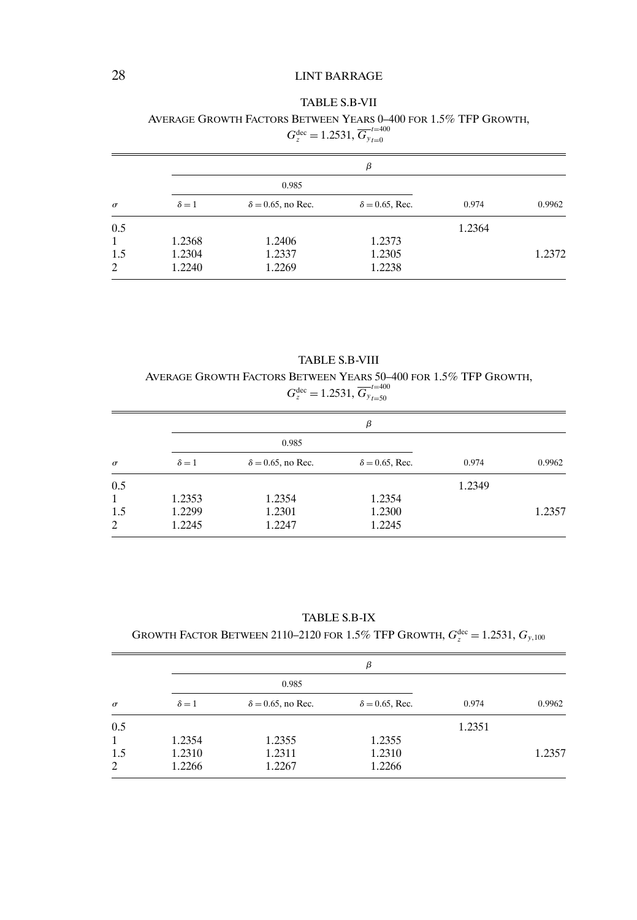TABLE S.B-VII

AVERAGE GROWTH FACTORS BETWEEN YEARS 0–400 FOR 1.5% TFP GROWTH, $G_z^{\text{dec}} = 1.2531$, $\overline{G_y}_{t=0}^{t=400}$

| | $\beta$ | | | | |
|---|---|---|---|---|---|
| | 0.985 | | | | |
| $\sigma$ | $\delta = 1$ | $\delta = 0.65$, no Rec. | $\delta = 0.65$, Rec. | 0.974 | 0.9962 |
| 0.5 | | | | 1.2364 | |
| 1 | 1.2368 | 1.2406 | 1.2373 | | |
| 1.5 | 1.2304 | 1.2337 | 1.2305 | | 1.2372 |
| 2 | 1.2240 | 1.2269 | 1.2238 | | |

TABLE S.B-VIII

AVERAGE GROWTH FACTORS BETWEEN YEARS 50–400 FOR 1.5% TFP GROWTH, $G_z^{\text{dec}} = 1.2531$, $\overline{G_y}_{t=50}^{t=400}$

| | $\beta$ | | | | |
|---|---|---|---|---|---|
| | 0.985 | | | | |
| $\sigma$ | $\delta = 1$ | $\delta = 0.65$, no Rec. | $\delta = 0.65$, Rec. | 0.974 | 0.9962 |
| 0.5 | | | | 1.2349 | |
| 1 | 1.2353 | 1.2354 | 1.2354 | | |
| 1.5 | 1.2299 | 1.2301 | 1.2300 | | 1.2357 |
| 2 | 1.2245 | 1.2247 | 1.2245 | | |

TABLE S.B-IX

GROWTH FACTOR BETWEEN 2110–2120 FOR 1.5% TFP GROWTH, $G_z^{\text{dec}} = 1.2531$, $G_{y,100}$

| | $\beta$ | | | | |
|---|---|---|---|---|---|
| | 0.985 | | | | |
| $\sigma$ | $\delta = 1$ | $\delta = 0.65$, no Rec. | $\delta = 0.65$, Rec. | 0.974 | 0.9962 |
| 0.5 | | | | 1.2351 | |
| 1 | 1.2354 | 1.2355 | 1.2355 | | |
| 1.5 | 1.2310 | 1.2311 | 1.2310 | | 1.2357 |
| 2 | 1.2266 | 1.2267 | 1.2266 | | |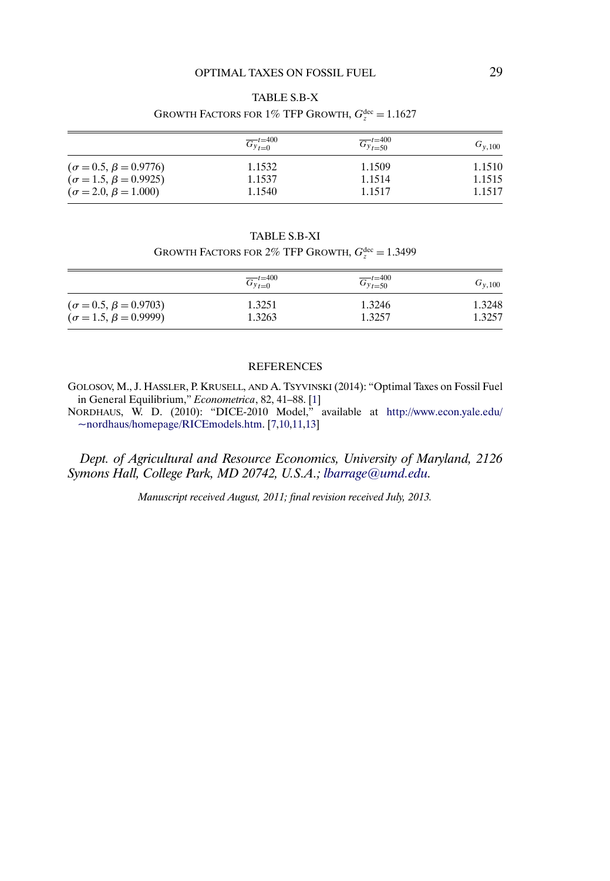TABLE S.B-X

Growth Factors for 1% TFP Growth, $G_z^{\text{dec}} = 1.1627$

| | $\overline{G_y}_{t=0}^{t=400}$ | $\overline{G_y}_{t=50}^{t=400}$ | $G_{y,100}$ |
|---|---|---|---|
| ($\sigma = 0.5$, $\beta = 0.9776$) | 1.1532 | 1.1509 | 1.1510 |
| ($\sigma = 1.5$, $\beta = 0.9925$) | 1.1537 | 1.1514 | 1.1515 |
| ($\sigma = 2.0$, $\beta = 1.000$) | 1.1540 | 1.1517 | 1.1517 |

TABLE S.B-XI

Growth Factors for 2% TFP Growth, $G_z^{\text{dec}} = 1.3499$

| | $\overline{G_y}_{t=0}^{t=400}$ | $\overline{G_y}_{t=50}^{t=400}$ | $G_{y,100}$ |
|---|---|---|---|
| ($\sigma = 0.5$, $\beta = 0.9703$) | 1.3251 | 1.3246 | 1.3248 |
| ($\sigma = 1.5$, $\beta = 0.9999$) | 1.3263 | 1.3257 | 1.3257 |

## REFERENCES

Golosov, M., J. Hassler, P. Krusell, and A. Tsyvinski (2014): "Optimal Taxes on Fossil Fuel in General Equilibrium," *Econometrica*, 82, 41–88. [1]

Nordhaus, W. D. (2010): "DICE-2010 Model," available at http://www.econ.yale.edu/~nordhaus/homepage/RICEmodels.htm. [7,10,11,13]

*Dept. of Agricultural and Resource Economics, University of Maryland, 2126 Symons Hall, College Park, MD 20742, U.S.A.; lbarrage@umd.edu.*

*Manuscript received August, 2011; final revision received July, 2013.*